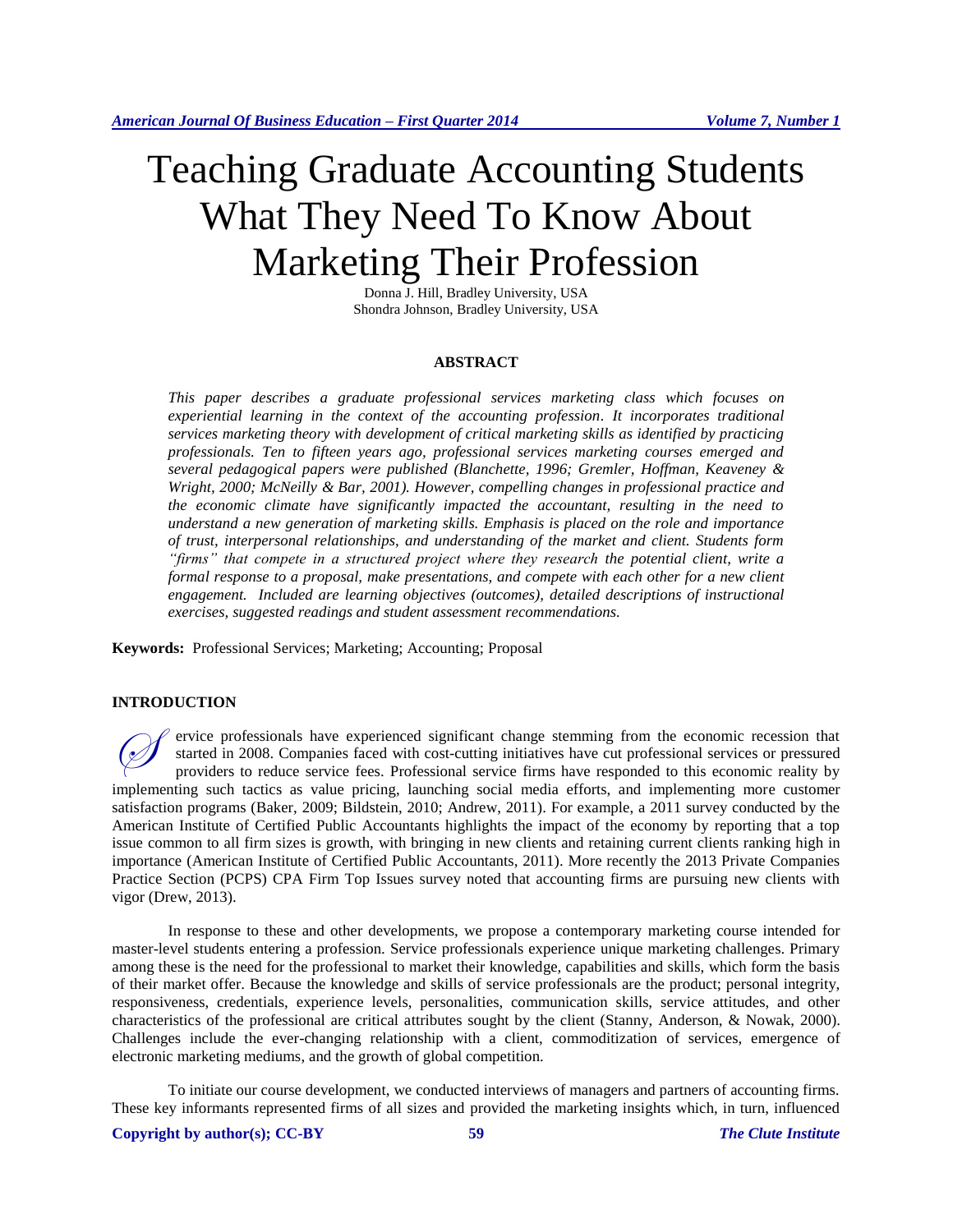# Teaching Graduate Accounting Students What They Need To Know About Marketing Their Profession

Donna J. Hill, Bradley University, USA
Shondra Johnson, Bradley University, USA

## ABSTRACT

*This paper describes a graduate professional services marketing class which focuses on experiential learning in the context of the accounting profession. It incorporates traditional services marketing theory with development of critical marketing skills as identified by practicing professionals. Ten to fifteen years ago, professional services marketing courses emerged and several pedagogical papers were published (Blanchette, 1996; Gremler, Hoffman, Keaveney & Wright, 2000; McNeilly & Bar, 2001). However, compelling changes in professional practice and the economic climate have significantly impacted the accountant, resulting in the need to understand a new generation of marketing skills. Emphasis is placed on the role and importance of trust, interpersonal relationships, and understanding of the market and client. Students form "firms" that compete in a structured project where they research the potential client, write a formal response to a proposal, make presentations, and compete with each other for a new client engagement. Included are learning objectives (outcomes), detailed descriptions of instructional exercises, suggested readings and student assessment recommendations.*

**Keywords:** Professional Services; Marketing; Accounting; Proposal

## INTRODUCTION

Service professionals have experienced significant change stemming from the economic recession that started in 2008. Companies faced with cost-cutting initiatives have cut professional services or pressured providers to reduce service fees. Professional service firms have responded to this economic reality by implementing such tactics as value pricing, launching social media efforts, and implementing more customer satisfaction programs (Baker, 2009; Bildstein, 2010; Andrew, 2011). For example, a 2011 survey conducted by the American Institute of Certified Public Accountants highlights the impact of the economy by reporting that a top issue common to all firm sizes is growth, with bringing in new clients and retaining current clients ranking high in importance (American Institute of Certified Public Accountants, 2011). More recently the 2013 Private Companies Practice Section (PCPS) CPA Firm Top Issues survey noted that accounting firms are pursuing new clients with vigor (Drew, 2013).

In response to these and other developments, we propose a contemporary marketing course intended for master-level students entering a profession. Service professionals experience unique marketing challenges. Primary among these is the need for the professional to market their knowledge, capabilities and skills, which form the basis of their market offer. Because the knowledge and skills of service professionals are the product; personal integrity, responsiveness, credentials, experience levels, personalities, communication skills, service attitudes, and other characteristics of the professional are critical attributes sought by the client (Stanny, Anderson, & Nowak, 2000). Challenges include the ever-changing relationship with a client, commoditization of services, emergence of electronic marketing mediums, and the growth of global competition.

To initiate our course development, we conducted interviews of managers and partners of accounting firms. These key informants represented firms of all sizes and provided the marketing insights which, in turn, influenced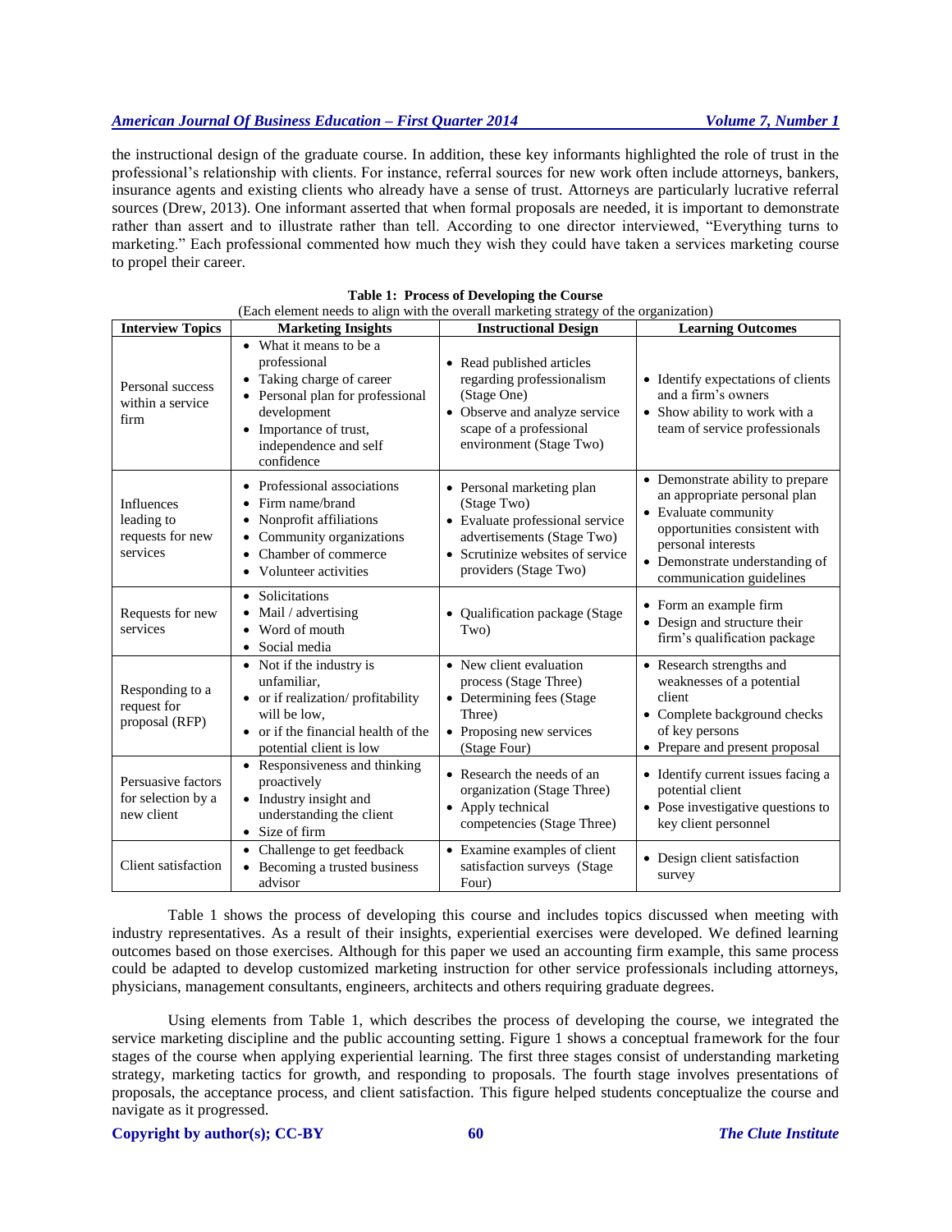the instructional design of the graduate course. In addition, these key informants highlighted the role of trust in the professional's relationship with clients. For instance, referral sources for new work often include attorneys, bankers, insurance agents and existing clients who already have a sense of trust. Attorneys are particularly lucrative referral sources (Drew, 2013). One informant asserted that when formal proposals are needed, it is important to demonstrate rather than assert and to illustrate rather than tell. According to one director interviewed, "Everything turns to marketing." Each professional commented how much they wish they could have taken a services marketing course to propel their career.

**Table 1: Process of Developing the Course**

(Each element needs to align with the overall marketing strategy of the organization)

| Interview Topics | Marketing Insights | Instructional Design | Learning Outcomes |
|---|---|---|---|
| Personal success within a service firm | • What it means to be a professional<br>• Taking charge of career<br>• Personal plan for professional development<br>• Importance of trust, independence and self confidence | • Read published articles regarding professionalism (Stage One)<br>• Observe and analyze service scape of a professional environment (Stage Two) | • Identify expectations of clients and a firm's owners<br>• Show ability to work with a team of service professionals |
| Influences leading to requests for new services | • Professional associations<br>• Firm name/brand<br>• Nonprofit affiliations<br>• Community organizations<br>• Chamber of commerce<br>• Volunteer activities | • Personal marketing plan (Stage Two)<br>• Evaluate professional service advertisements (Stage Two)<br>• Scrutinize websites of service providers (Stage Two) | • Demonstrate ability to prepare an appropriate personal plan<br>• Evaluate community opportunities consistent with personal interests<br>• Demonstrate understanding of communication guidelines |
| Requests for new services | • Solicitations<br>• Mail / advertising<br>• Word of mouth<br>• Social media | • Qualification package (Stage Two) | • Form an example firm<br>• Design and structure their firm's qualification package |
| Responding to a request for proposal (RFP) | • Not if the industry is unfamiliar,<br>• or if realization/ profitability will be low,<br>• or if the financial health of the potential client is low | • New client evaluation process (Stage Three)<br>• Determining fees (Stage Three)<br>• Proposing new services (Stage Four) | • Research strengths and weaknesses of a potential client<br>• Complete background checks of key persons<br>• Prepare and present proposal |
| Persuasive factors for selection by a new client | • Responsiveness and thinking proactively<br>• Industry insight and understanding the client<br>• Size of firm | • Research the needs of an organization (Stage Three)<br>• Apply technical competencies (Stage Three) | • Identify current issues facing a potential client<br>• Pose investigative questions to key client personnel |
| Client satisfaction | • Challenge to get feedback<br>• Becoming a trusted business advisor | • Examine examples of client satisfaction surveys (Stage Four) | • Design client satisfaction survey |

Table 1 shows the process of developing this course and includes topics discussed when meeting with industry representatives. As a result of their insights, experiential exercises were developed. We defined learning outcomes based on those exercises. Although for this paper we used an accounting firm example, this same process could be adapted to develop customized marketing instruction for other service professionals including attorneys, physicians, management consultants, engineers, architects and others requiring graduate degrees.

Using elements from Table 1, which describes the process of developing the course, we integrated the service marketing discipline and the public accounting setting. Figure 1 shows a conceptual framework for the four stages of the course when applying experiential learning. The first three stages consist of understanding marketing strategy, marketing tactics for growth, and responding to proposals. The fourth stage involves presentations of proposals, the acceptance process, and client satisfaction. This figure helped students conceptualize the course and navigate as it progressed.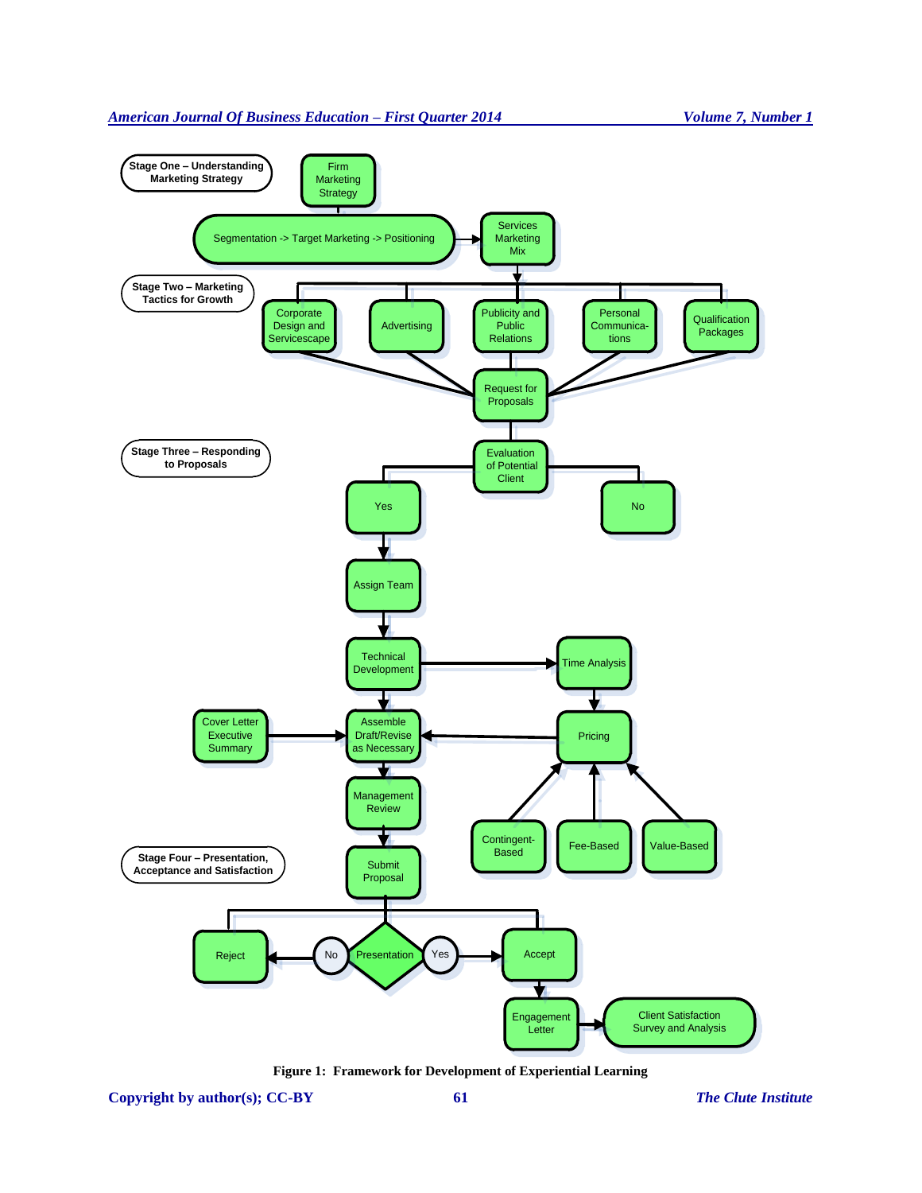Stage One – Understanding Marketing Strategy

Firm Marketing Strategy

Segmentation -> Target Marketing -> Positioning

Services Marketing Mix

Stage Two – Marketing Tactics for Growth

Corporate Design and Servicescape

Advertising

Publicity and Public Relations

Personal Communications

Qualification Packages

Request for Proposals

Stage Three – Responding to Proposals

Evaluation of Potential Client

Yes

No

Assign Team

Technical Development

Time Analysis

Cover Letter Executive Summary

Assemble Draft/Revise as Necessary

Pricing

Management Review

Contingent-Based

Fee-Based

Value-Based

Stage Four – Presentation, Acceptance and Satisfaction

Submit Proposal

Reject

No

Presentation

Yes

Accept

Engagement Letter

Client Satisfaction Survey and Analysis

**Figure 1: Framework for Development of Experiential Learning**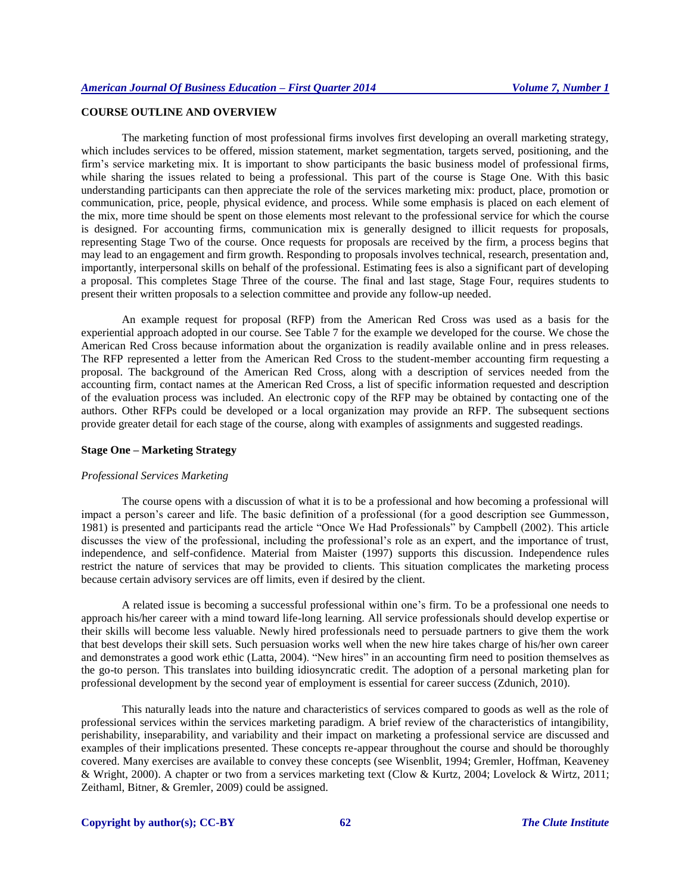## COURSE OUTLINE AND OVERVIEW

The marketing function of most professional firms involves first developing an overall marketing strategy, which includes services to be offered, mission statement, market segmentation, targets served, positioning, and the firm's service marketing mix. It is important to show participants the basic business model of professional firms, while sharing the issues related to being a professional. This part of the course is Stage One. With this basic understanding participants can then appreciate the role of the services marketing mix: product, place, promotion or communication, price, people, physical evidence, and process. While some emphasis is placed on each element of the mix, more time should be spent on those elements most relevant to the professional service for which the course is designed. For accounting firms, communication mix is generally designed to illicit requests for proposals, representing Stage Two of the course. Once requests for proposals are received by the firm, a process begins that may lead to an engagement and firm growth. Responding to proposals involves technical, research, presentation and, importantly, interpersonal skills on behalf of the professional. Estimating fees is also a significant part of developing a proposal. This completes Stage Three of the course. The final and last stage, Stage Four, requires students to present their written proposals to a selection committee and provide any follow-up needed.

An example request for proposal (RFP) from the American Red Cross was used as a basis for the experiential approach adopted in our course. See Table 7 for the example we developed for the course. We chose the American Red Cross because information about the organization is readily available online and in press releases. The RFP represented a letter from the American Red Cross to the student-member accounting firm requesting a proposal. The background of the American Red Cross, along with a description of services needed from the accounting firm, contact names at the American Red Cross, a list of specific information requested and description of the evaluation process was included. An electronic copy of the RFP may be obtained by contacting one of the authors. Other RFPs could be developed or a local organization may provide an RFP. The subsequent sections provide greater detail for each stage of the course, along with examples of assignments and suggested readings.

### Stage One – Marketing Strategy

#### *Professional Services Marketing*

The course opens with a discussion of what it is to be a professional and how becoming a professional will impact a person's career and life. The basic definition of a professional (for a good description see Gummesson, 1981) is presented and participants read the article "Once We Had Professionals" by Campbell (2002). This article discusses the view of the professional, including the professional's role as an expert, and the importance of trust, independence, and self-confidence. Material from Maister (1997) supports this discussion. Independence rules restrict the nature of services that may be provided to clients. This situation complicates the marketing process because certain advisory services are off limits, even if desired by the client.

A related issue is becoming a successful professional within one's firm. To be a professional one needs to approach his/her career with a mind toward life-long learning. All service professionals should develop expertise or their skills will become less valuable. Newly hired professionals need to persuade partners to give them the work that best develops their skill sets. Such persuasion works well when the new hire takes charge of his/her own career and demonstrates a good work ethic (Latta, 2004). "New hires" in an accounting firm need to position themselves as the go-to person. This translates into building idiosyncratic credit. The adoption of a personal marketing plan for professional development by the second year of employment is essential for career success (Zdunich, 2010).

This naturally leads into the nature and characteristics of services compared to goods as well as the role of professional services within the services marketing paradigm. A brief review of the characteristics of intangibility, perishability, inseparability, and variability and their impact on marketing a professional service are discussed and examples of their implications presented. These concepts re-appear throughout the course and should be thoroughly covered. Many exercises are available to convey these concepts (see Wisenblit, 1994; Gremler, Hoffman, Keaveney & Wright, 2000). A chapter or two from a services marketing text (Clow & Kurtz, 2004; Lovelock & Wirtz, 2011; Zeithaml, Bitner, & Gremler, 2009) could be assigned.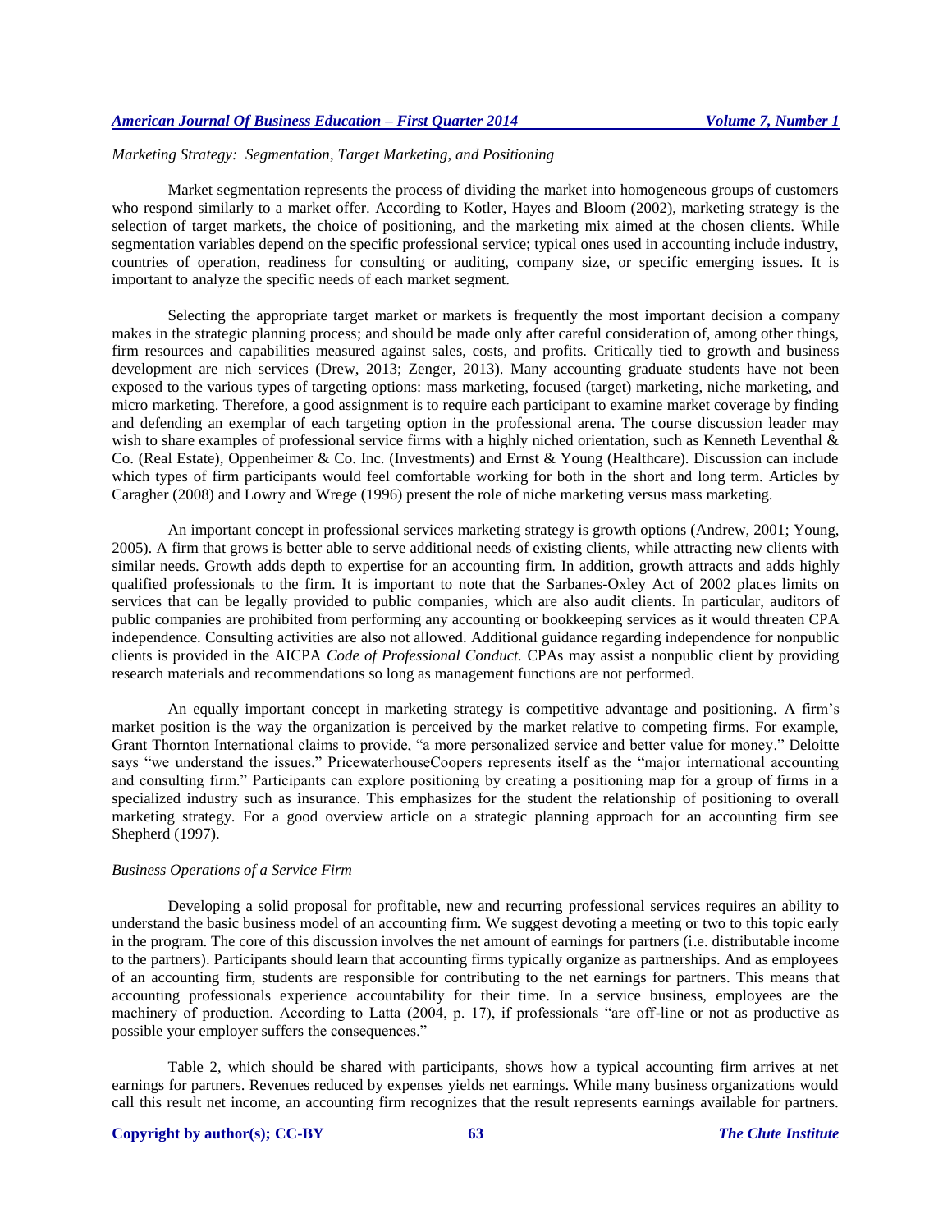*Marketing Strategy: Segmentation, Target Marketing, and Positioning*

Market segmentation represents the process of dividing the market into homogeneous groups of customers who respond similarly to a market offer. According to Kotler, Hayes and Bloom (2002), marketing strategy is the selection of target markets, the choice of positioning, and the marketing mix aimed at the chosen clients. While segmentation variables depend on the specific professional service; typical ones used in accounting include industry, countries of operation, readiness for consulting or auditing, company size, or specific emerging issues. It is important to analyze the specific needs of each market segment.

Selecting the appropriate target market or markets is frequently the most important decision a company makes in the strategic planning process; and should be made only after careful consideration of, among other things, firm resources and capabilities measured against sales, costs, and profits. Critically tied to growth and business development are nich services (Drew, 2013; Zenger, 2013). Many accounting graduate students have not been exposed to the various types of targeting options: mass marketing, focused (target) marketing, niche marketing, and micro marketing. Therefore, a good assignment is to require each participant to examine market coverage by finding and defending an exemplar of each targeting option in the professional arena. The course discussion leader may wish to share examples of professional service firms with a highly niched orientation, such as Kenneth Leventhal & Co. (Real Estate), Oppenheimer & Co. Inc. (Investments) and Ernst & Young (Healthcare). Discussion can include which types of firm participants would feel comfortable working for both in the short and long term. Articles by Caragher (2008) and Lowry and Wrege (1996) present the role of niche marketing versus mass marketing.

An important concept in professional services marketing strategy is growth options (Andrew, 2001; Young, 2005). A firm that grows is better able to serve additional needs of existing clients, while attracting new clients with similar needs. Growth adds depth to expertise for an accounting firm. In addition, growth attracts and adds highly qualified professionals to the firm. It is important to note that the Sarbanes-Oxley Act of 2002 places limits on services that can be legally provided to public companies, which are also audit clients. In particular, auditors of public companies are prohibited from performing any accounting or bookkeeping services as it would threaten CPA independence. Consulting activities are also not allowed. Additional guidance regarding independence for nonpublic clients is provided in the AICPA *Code of Professional Conduct.* CPAs may assist a nonpublic client by providing research materials and recommendations so long as management functions are not performed.

An equally important concept in marketing strategy is competitive advantage and positioning. A firm's market position is the way the organization is perceived by the market relative to competing firms. For example, Grant Thornton International claims to provide, "a more personalized service and better value for money." Deloitte says "we understand the issues." PricewaterhouseCoopers represents itself as the "major international accounting and consulting firm." Participants can explore positioning by creating a positioning map for a group of firms in a specialized industry such as insurance. This emphasizes for the student the relationship of positioning to overall marketing strategy. For a good overview article on a strategic planning approach for an accounting firm see Shepherd (1997).

*Business Operations of a Service Firm*

Developing a solid proposal for profitable, new and recurring professional services requires an ability to understand the basic business model of an accounting firm. We suggest devoting a meeting or two to this topic early in the program. The core of this discussion involves the net amount of earnings for partners (i.e. distributable income to the partners). Participants should learn that accounting firms typically organize as partnerships. And as employees of an accounting firm, students are responsible for contributing to the net earnings for partners. This means that accounting professionals experience accountability for their time. In a service business, employees are the machinery of production. According to Latta (2004, p. 17), if professionals "are off-line or not as productive as possible your employer suffers the consequences."

Table 2, which should be shared with participants, shows how a typical accounting firm arrives at net earnings for partners. Revenues reduced by expenses yields net earnings. While many business organizations would call this result net income, an accounting firm recognizes that the result represents earnings available for partners.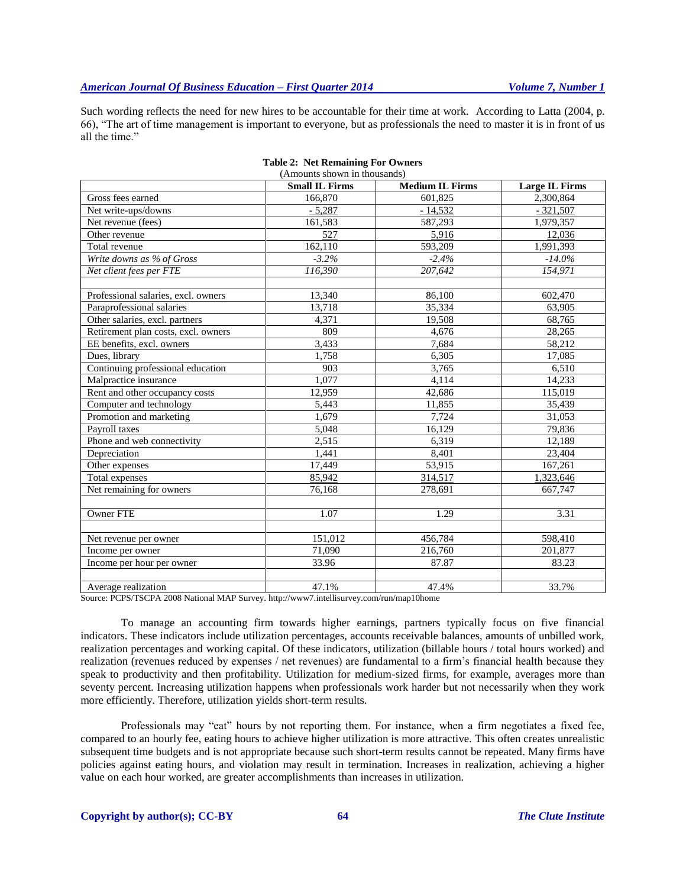Such wording reflects the need for new hires to be accountable for their time at work. According to Latta (2004, p. 66), "The art of time management is important to everyone, but as professionals the need to master it is in front of us all the time."

**Table 2: Net Remaining For Owners**
(Amounts shown in thousands)

| | Small IL Firms | Medium IL Firms | Large IL Firms |
|---|---|---|---|
| Gross fees earned | 166,870 | 601,825 | 2,300,864 |
| Net write-ups/downs | - 5,287 | - 14,532 | - 321,507 |
| Net revenue (fees) | 161,583 | 587,293 | 1,979,357 |
| Other revenue | 527 | 5,916 | 12,036 |
| Total revenue | 162,110 | 593,209 | 1,991,393 |
| *Write downs as % of Gross* | *-3.2%* | *-2.4%* | *-14.0%* |
| *Net client fees per FTE* | *116,390* | *207,642* | *154,971* |
| | | | |
| Professional salaries, excl. owners | 13,340 | 86,100 | 602,470 |
| Paraprofessional salaries | 13,718 | 35,334 | 63,905 |
| Other salaries, excl. partners | 4,371 | 19,508 | 68,765 |
| Retirement plan costs, excl. owners | 809 | 4,676 | 28,265 |
| EE benefits, excl. owners | 3,433 | 7,684 | 58,212 |
| Dues, library | 1,758 | 6,305 | 17,085 |
| Continuing professional education | 903 | 3,765 | 6,510 |
| Malpractice insurance | 1,077 | 4,114 | 14,233 |
| Rent and other occupancy costs | 12,959 | 42,686 | 115,019 |
| Computer and technology | 5,443 | 11,855 | 35,439 |
| Promotion and marketing | 1,679 | 7,724 | 31,053 |
| Payroll taxes | 5,048 | 16,129 | 79,836 |
| Phone and web connectivity | 2,515 | 6,319 | 12,189 |
| Depreciation | 1,441 | 8,401 | 23,404 |
| Other expenses | 17,449 | 53,915 | 167,261 |
| Total expenses | 85,942 | 314,517 | 1,323,646 |
| Net remaining for owners | 76,168 | 278,691 | 667,747 |
| | | | |
| Owner FTE | 1.07 | 1.29 | 3.31 |
| | | | |
| Net revenue per owner | 151,012 | 456,784 | 598,410 |
| Income per owner | 71,090 | 216,760 | 201,877 |
| Income per hour per owner | 33.96 | 87.87 | 83.23 |
| | | | |
| Average realization | 47.1% | 47.4% | 33.7% |

Source: PCPS/TSCPA 2008 National MAP Survey. http://www7.intellisurvey.com/run/map10home

To manage an accounting firm towards higher earnings, partners typically focus on five financial indicators. These indicators include utilization percentages, accounts receivable balances, amounts of unbilled work, realization percentages and working capital. Of these indicators, utilization (billable hours / total hours worked) and realization (revenues reduced by expenses / net revenues) are fundamental to a firm's financial health because they speak to productivity and then profitability. Utilization for medium-sized firms, for example, averages more than seventy percent. Increasing utilization happens when professionals work harder but not necessarily when they work more efficiently. Therefore, utilization yields short-term results.

Professionals may "eat" hours by not reporting them. For instance, when a firm negotiates a fixed fee, compared to an hourly fee, eating hours to achieve higher utilization is more attractive. This often creates unrealistic subsequent time budgets and is not appropriate because such short-term results cannot be repeated. Many firms have policies against eating hours, and violation may result in termination. Increases in realization, achieving a higher value on each hour worked, are greater accomplishments than increases in utilization.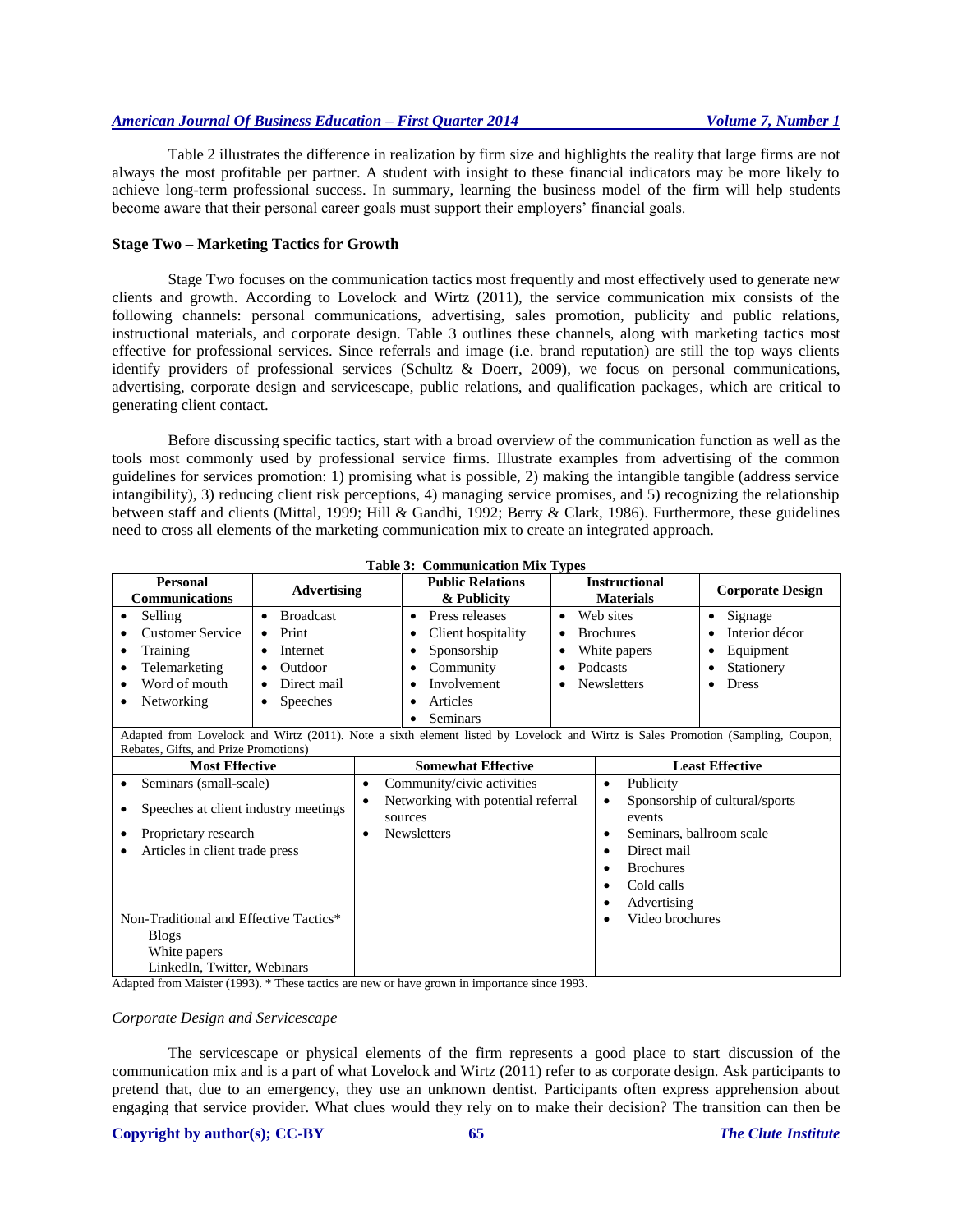Table 2 illustrates the difference in realization by firm size and highlights the reality that large firms are not always the most profitable per partner. A student with insight to these financial indicators may be more likely to achieve long-term professional success. In summary, learning the business model of the firm will help students become aware that their personal career goals must support their employers' financial goals.

### Stage Two – Marketing Tactics for Growth

Stage Two focuses on the communication tactics most frequently and most effectively used to generate new clients and growth. According to Lovelock and Wirtz (2011), the service communication mix consists of the following channels: personal communications, advertising, sales promotion, publicity and public relations, instructional materials, and corporate design. Table 3 outlines these channels, along with marketing tactics most effective for professional services. Since referrals and image (i.e. brand reputation) are still the top ways clients identify providers of professional services (Schultz & Doerr, 2009), we focus on personal communications, advertising, corporate design and servicescape, public relations, and qualification packages, which are critical to generating client contact.

Before discussing specific tactics, start with a broad overview of the communication function as well as the tools most commonly used by professional service firms. Illustrate examples from advertising of the common guidelines for services promotion: 1) promising what is possible, 2) making the intangible tangible (address service intangibility), 3) reducing client risk perceptions, 4) managing service promises, and 5) recognizing the relationship between staff and clients (Mittal, 1999; Hill & Gandhi, 1992; Berry & Clark, 1986). Furthermore, these guidelines need to cross all elements of the marketing communication mix to create an integrated approach.

**Table 3: Communication Mix Types**

| Personal Communications | Advertising | Public Relations & Publicity | Instructional Materials | Corporate Design |
|---|---|---|---|---|
| • Selling<br>• Customer Service<br>• Training<br>• Telemarketing<br>• Word of mouth<br>• Networking | • Broadcast<br>• Print<br>• Internet<br>• Outdoor<br>• Direct mail<br>• Speeches | • Press releases<br>• Client hospitality<br>• Sponsorship<br>• Community<br>• Involvement<br>• Articles<br>• Seminars | • Web sites<br>• Brochures<br>• White papers<br>• Podcasts<br>• Newsletters | • Signage<br>• Interior décor<br>• Equipment<br>• Stationery<br>• Dress |

Adapted from Lovelock and Wirtz (2011). Note a sixth element listed by Lovelock and Wirtz is Sales Promotion (Sampling, Coupon, Rebates, Gifts, and Prize Promotions)

| Most Effective | Somewhat Effective | Least Effective |
|---|---|---|
| • Seminars (small-scale)<br>• Speeches at client industry meetings<br>• Proprietary research<br>• Articles in client trade press<br><br>Non-Traditional and Effective Tactics*<br>Blogs<br>White papers<br>LinkedIn, Twitter, Webinars | • Community/civic activities<br>• Networking with potential referral sources<br>• Newsletters | • Publicity<br>• Sponsorship of cultural/sports events<br>• Seminars, ballroom scale<br>• Direct mail<br>• Brochures<br>• Cold calls<br>• Advertising<br>• Video brochures |

Adapted from Maister (1993). * These tactics are new or have grown in importance since 1993.

*Corporate Design and Servicescape*

The servicescape or physical elements of the firm represents a good place to start discussion of the communication mix and is a part of what Lovelock and Wirtz (2011) refer to as corporate design. Ask participants to pretend that, due to an emergency, they use an unknown dentist. Participants often express apprehension about engaging that service provider. What clues would they rely on to make their decision? The transition can then be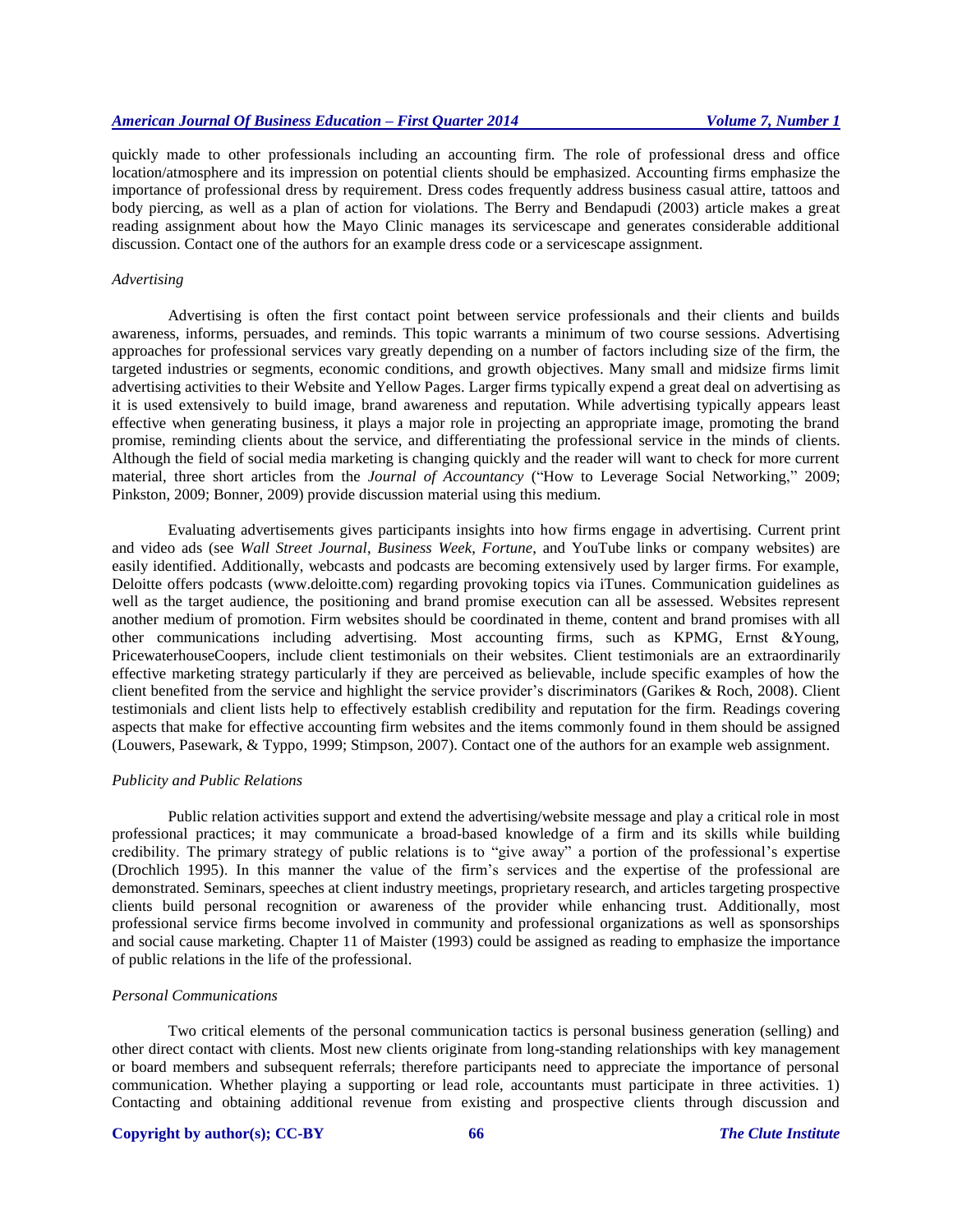quickly made to other professionals including an accounting firm. The role of professional dress and office location/atmosphere and its impression on potential clients should be emphasized. Accounting firms emphasize the importance of professional dress by requirement. Dress codes frequently address business casual attire, tattoos and body piercing, as well as a plan of action for violations. The Berry and Bendapudi (2003) article makes a great reading assignment about how the Mayo Clinic manages its servicescape and generates considerable additional discussion. Contact one of the authors for an example dress code or a servicescape assignment.

### *Advertising*

Advertising is often the first contact point between service professionals and their clients and builds awareness, informs, persuades, and reminds. This topic warrants a minimum of two course sessions. Advertising approaches for professional services vary greatly depending on a number of factors including size of the firm, the targeted industries or segments, economic conditions, and growth objectives. Many small and midsize firms limit advertising activities to their Website and Yellow Pages. Larger firms typically expend a great deal on advertising as it is used extensively to build image, brand awareness and reputation. While advertising typically appears least effective when generating business, it plays a major role in projecting an appropriate image, promoting the brand promise, reminding clients about the service, and differentiating the professional service in the minds of clients. Although the field of social media marketing is changing quickly and the reader will want to check for more current material, three short articles from the *Journal of Accountancy* ("How to Leverage Social Networking," 2009; Pinkston, 2009; Bonner, 2009) provide discussion material using this medium.

Evaluating advertisements gives participants insights into how firms engage in advertising. Current print and video ads (see *Wall Street Journal*, *Business Week*, *Fortune*, and YouTube links or company websites) are easily identified. Additionally, webcasts and podcasts are becoming extensively used by larger firms. For example, Deloitte offers podcasts (www.deloitte.com) regarding provoking topics via iTunes. Communication guidelines as well as the target audience, the positioning and brand promise execution can all be assessed. Websites represent another medium of promotion. Firm websites should be coordinated in theme, content and brand promises with all other communications including advertising. Most accounting firms, such as KPMG, Ernst &Young, PricewaterhouseCoopers, include client testimonials on their websites. Client testimonials are an extraordinarily effective marketing strategy particularly if they are perceived as believable, include specific examples of how the client benefited from the service and highlight the service provider's discriminators (Garikes & Roch, 2008). Client testimonials and client lists help to effectively establish credibility and reputation for the firm. Readings covering aspects that make for effective accounting firm websites and the items commonly found in them should be assigned (Louwers, Pasewark, & Typpo, 1999; Stimpson, 2007). Contact one of the authors for an example web assignment.

### *Publicity and Public Relations*

Public relation activities support and extend the advertising/website message and play a critical role in most professional practices; it may communicate a broad-based knowledge of a firm and its skills while building credibility. The primary strategy of public relations is to "give away" a portion of the professional's expertise (Drochlich 1995). In this manner the value of the firm's services and the expertise of the professional are demonstrated. Seminars, speeches at client industry meetings, proprietary research, and articles targeting prospective clients build personal recognition or awareness of the provider while enhancing trust. Additionally, most professional service firms become involved in community and professional organizations as well as sponsorships and social cause marketing. Chapter 11 of Maister (1993) could be assigned as reading to emphasize the importance of public relations in the life of the professional.

### *Personal Communications*

Two critical elements of the personal communication tactics is personal business generation (selling) and other direct contact with clients. Most new clients originate from long-standing relationships with key management or board members and subsequent referrals; therefore participants need to appreciate the importance of personal communication. Whether playing a supporting or lead role, accountants must participate in three activities. 1) Contacting and obtaining additional revenue from existing and prospective clients through discussion and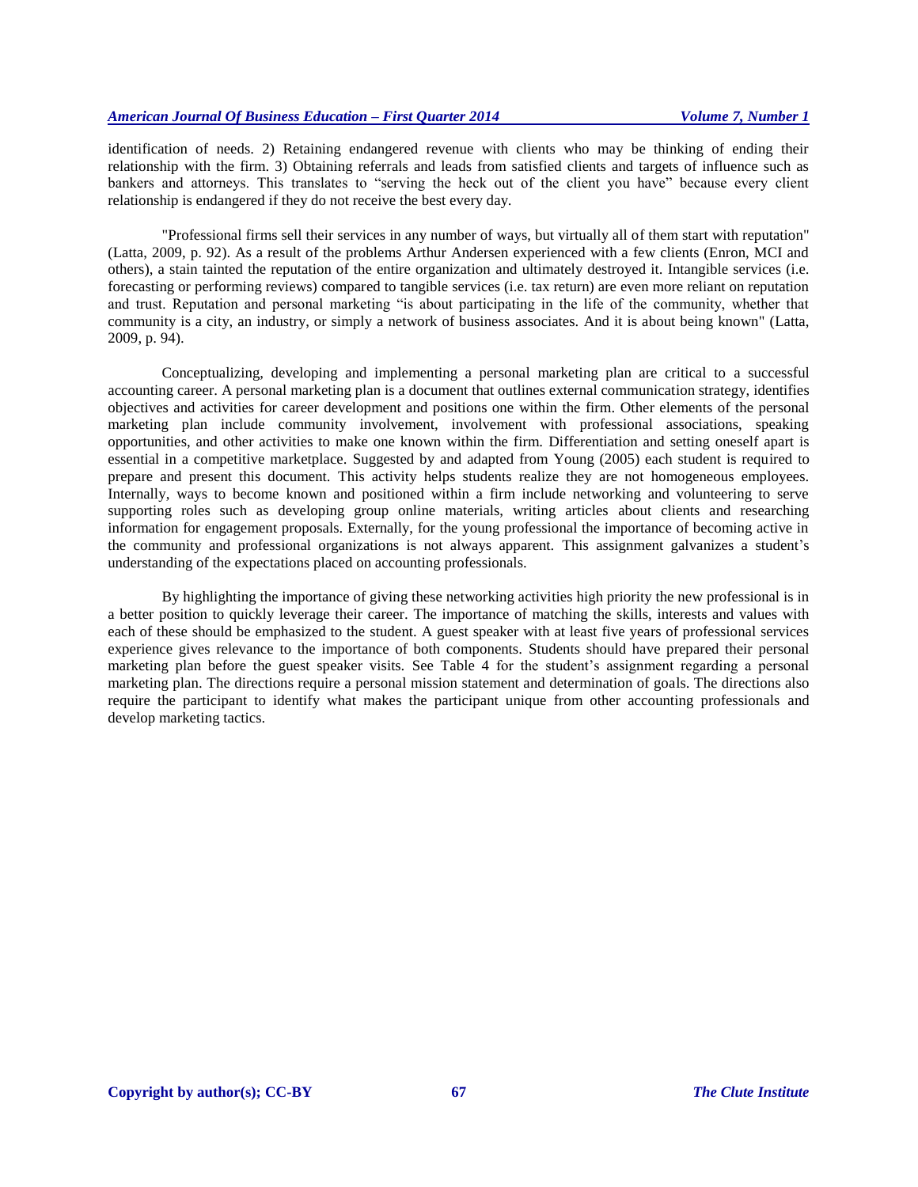identification of needs. 2) Retaining endangered revenue with clients who may be thinking of ending their relationship with the firm. 3) Obtaining referrals and leads from satisfied clients and targets of influence such as bankers and attorneys. This translates to "serving the heck out of the client you have" because every client relationship is endangered if they do not receive the best every day.

"Professional firms sell their services in any number of ways, but virtually all of them start with reputation" (Latta, 2009, p. 92). As a result of the problems Arthur Andersen experienced with a few clients (Enron, MCI and others), a stain tainted the reputation of the entire organization and ultimately destroyed it. Intangible services (i.e. forecasting or performing reviews) compared to tangible services (i.e. tax return) are even more reliant on reputation and trust. Reputation and personal marketing "is about participating in the life of the community, whether that community is a city, an industry, or simply a network of business associates. And it is about being known" (Latta, 2009, p. 94).

Conceptualizing, developing and implementing a personal marketing plan are critical to a successful accounting career. A personal marketing plan is a document that outlines external communication strategy, identifies objectives and activities for career development and positions one within the firm. Other elements of the personal marketing plan include community involvement, involvement with professional associations, speaking opportunities, and other activities to make one known within the firm. Differentiation and setting oneself apart is essential in a competitive marketplace. Suggested by and adapted from Young (2005) each student is required to prepare and present this document. This activity helps students realize they are not homogeneous employees. Internally, ways to become known and positioned within a firm include networking and volunteering to serve supporting roles such as developing group online materials, writing articles about clients and researching information for engagement proposals. Externally, for the young professional the importance of becoming active in the community and professional organizations is not always apparent. This assignment galvanizes a student's understanding of the expectations placed on accounting professionals.

By highlighting the importance of giving these networking activities high priority the new professional is in a better position to quickly leverage their career. The importance of matching the skills, interests and values with each of these should be emphasized to the student. A guest speaker with at least five years of professional services experience gives relevance to the importance of both components. Students should have prepared their personal marketing plan before the guest speaker visits. See Table 4 for the student's assignment regarding a personal marketing plan. The directions require a personal mission statement and determination of goals. The directions also require the participant to identify what makes the participant unique from other accounting professionals and develop marketing tactics.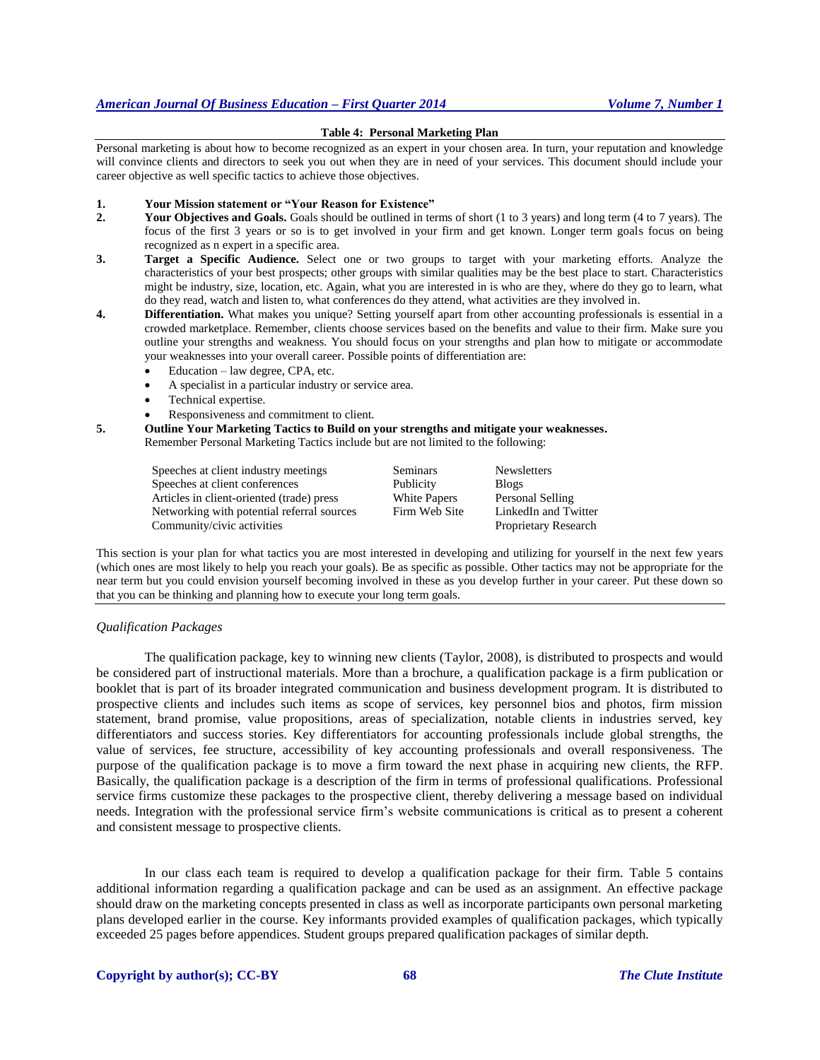**Table 4: Personal Marketing Plan**

Personal marketing is about how to become recognized as an expert in your chosen area. In turn, your reputation and knowledge will convince clients and directors to seek you out when they are in need of your services. This document should include your career objective as well specific tactics to achieve those objectives.

1. **Your Mission statement or "Your Reason for Existence"**
2. **Your Objectives and Goals.** Goals should be outlined in terms of short (1 to 3 years) and long term (4 to 7 years). The focus of the first 3 years or so is to get involved in your firm and get known. Longer term goals focus on being recognized as n expert in a specific area.
3. **Target a Specific Audience.** Select one or two groups to target with your marketing efforts. Analyze the characteristics of your best prospects; other groups with similar qualities may be the best place to start. Characteristics might be industry, size, location, etc. Again, what you are interested in is who are they, where do they go to learn, what do they read, watch and listen to, what conferences do they attend, what activities are they involved in.
4. **Differentiation.** What makes you unique? Setting yourself apart from other accounting professionals is essential in a crowded marketplace. Remember, clients choose services based on the benefits and value to their firm. Make sure you outline your strengths and weakness. You should focus on your strengths and plan how to mitigate or accommodate your weaknesses into your overall career. Possible points of differentiation are:
   - Education – law degree, CPA, etc.
   - A specialist in a particular industry or service area.
   - Technical expertise.
   - Responsiveness and commitment to client.
5. **Outline Your Marketing Tactics to Build on your strengths and mitigate your weaknesses.** Remember Personal Marketing Tactics include but are not limited to the following:

| | | |
|---|---|---|
| Speeches at client industry meetings | Seminars | Newsletters |
| Speeches at client conferences | Publicity | Blogs |
| Articles in client-oriented (trade) press | White Papers | Personal Selling |
| Networking with potential referral sources | Firm Web Site | LinkedIn and Twitter |
| Community/civic activities | | Proprietary Research |

This section is your plan for what tactics you are most interested in developing and utilizing for yourself in the next few years (which ones are most likely to help you reach your goals). Be as specific as possible. Other tactics may not be appropriate for the near term but you could envision yourself becoming involved in these as you develop further in your career. Put these down so that you can be thinking and planning how to execute your long term goals.

### *Qualification Packages*

The qualification package, key to winning new clients (Taylor, 2008), is distributed to prospects and would be considered part of instructional materials. More than a brochure, a qualification package is a firm publication or booklet that is part of its broader integrated communication and business development program. It is distributed to prospective clients and includes such items as scope of services, key personnel bios and photos, firm mission statement, brand promise, value propositions, areas of specialization, notable clients in industries served, key differentiators and success stories. Key differentiators for accounting professionals include global strengths, the value of services, fee structure, accessibility of key accounting professionals and overall responsiveness. The purpose of the qualification package is to move a firm toward the next phase in acquiring new clients, the RFP. Basically, the qualification package is a description of the firm in terms of professional qualifications. Professional service firms customize these packages to the prospective client, thereby delivering a message based on individual needs. Integration with the professional service firm's website communications is critical as to present a coherent and consistent message to prospective clients.

In our class each team is required to develop a qualification package for their firm. Table 5 contains additional information regarding a qualification package and can be used as an assignment. An effective package should draw on the marketing concepts presented in class as well as incorporate participants own personal marketing plans developed earlier in the course. Key informants provided examples of qualification packages, which typically exceeded 25 pages before appendices. Student groups prepared qualification packages of similar depth.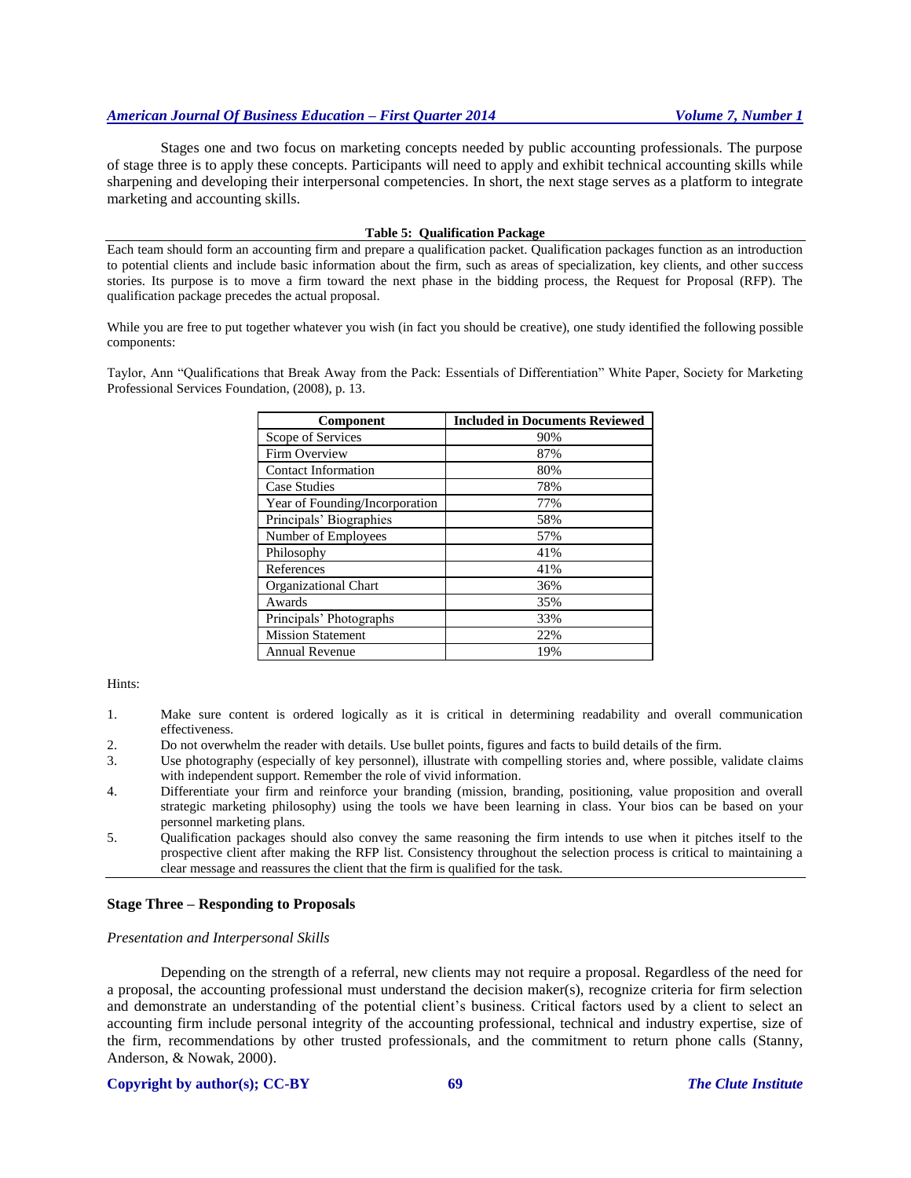Stages one and two focus on marketing concepts needed by public accounting professionals. The purpose of stage three is to apply these concepts. Participants will need to apply and exhibit technical accounting skills while sharpening and developing their interpersonal competencies. In short, the next stage serves as a platform to integrate marketing and accounting skills.

**Table 5: Qualification Package**

Each team should form an accounting firm and prepare a qualification packet. Qualification packages function as an introduction to potential clients and include basic information about the firm, such as areas of specialization, key clients, and other success stories. Its purpose is to move a firm toward the next phase in the bidding process, the Request for Proposal (RFP). The qualification package precedes the actual proposal.

While you are free to put together whatever you wish (in fact you should be creative), one study identified the following possible components:

Taylor, Ann "Qualifications that Break Away from the Pack: Essentials of Differentiation" White Paper, Society for Marketing Professional Services Foundation, (2008), p. 13.

| Component | Included in Documents Reviewed |
|---|---|
| Scope of Services | 90% |
| Firm Overview | 87% |
| Contact Information | 80% |
| Case Studies | 78% |
| Year of Founding/Incorporation | 77% |
| Principals' Biographies | 58% |
| Number of Employees | 57% |
| Philosophy | 41% |
| References | 41% |
| Organizational Chart | 36% |
| Awards | 35% |
| Principals' Photographs | 33% |
| Mission Statement | 22% |
| Annual Revenue | 19% |

Hints:

1. Make sure content is ordered logically as it is critical in determining readability and overall communication effectiveness.
2. Do not overwhelm the reader with details. Use bullet points, figures and facts to build details of the firm.
3. Use photography (especially of key personnel), illustrate with compelling stories and, where possible, validate claims with independent support. Remember the role of vivid information.
4. Differentiate your firm and reinforce your branding (mission, branding, positioning, value proposition and overall strategic marketing philosophy) using the tools we have been learning in class. Your bios can be based on your personnel marketing plans.
5. Qualification packages should also convey the same reasoning the firm intends to use when it pitches itself to the prospective client after making the RFP list. Consistency throughout the selection process is critical to maintaining a clear message and reassures the client that the firm is qualified for the task.

### Stage Three – Responding to Proposals

*Presentation and Interpersonal Skills*

Depending on the strength of a referral, new clients may not require a proposal. Regardless of the need for a proposal, the accounting professional must understand the decision maker(s), recognize criteria for firm selection and demonstrate an understanding of the potential client's business. Critical factors used by a client to select an accounting firm include personal integrity of the accounting professional, technical and industry expertise, size of the firm, recommendations by other trusted professionals, and the commitment to return phone calls (Stanny, Anderson, & Nowak, 2000).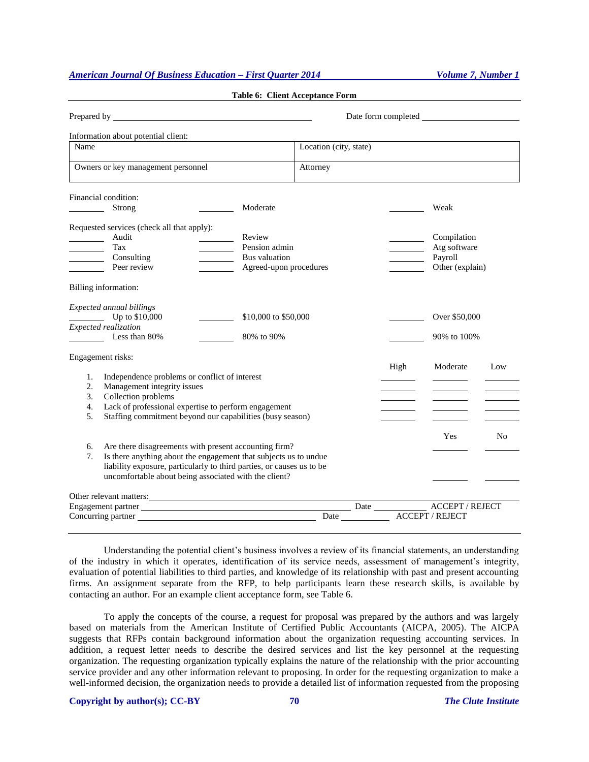**Table 6: Client Acceptance Form**

Prepared by ______________________ Date form completed ______________

Information about potential client:

| | |
|---|---|
| Name | Location (city, state) |
| Owners or key management personnel | Attorney |

Financial condition:

| | | |
|---|---|---|
| ____ Strong | ____ Moderate | ____ Weak |

Requested services (check all that apply):

| | | |
|---|---|---|
| ____ Audit | ____ Review | ____ Compilation |
| ____ Tax | ____ Pension admin | ____ Atg software |
| ____ Consulting | ____ Bus valuation | ____ Payroll |
| ____ Peer review | ____ Agreed-upon procedures | ____ Other (explain) |

Billing information:

*Expected annual billings*

| | | |
|---|---|---|
| ____ Up to $10,000 | ____ $10,000 to $50,000 | ____ Over $50,000 |

*Expected realization*

| | | |
|---|---|---|
| ____ Less than 80% | ____ 80% to 90% | ____ 90% to 100% |

Engagement risks:

| | High | Moderate | Low |
|---|---|---|---|
| 1. Independence problems or conflict of interest | ____ | ____ | ____ |
| 2. Management integrity issues | ____ | ____ | ____ |
| 3. Collection problems | ____ | ____ | ____ |
| 4. Lack of professional expertise to perform engagement | ____ | ____ | ____ |
| 5. Staffing commitment beyond our capabilities (busy season) | ____ | ____ | ____ |

| | Yes | No |
|---|---|---|
| 6. Are there disagreements with present accounting firm? | ____ | ____ |
| 7. Is there anything about the engagement that subjects us to undue liability exposure, particularly to third parties, or causes us to be uncomfortable about being associated with the client? | ____ | ____ |

Other relevant matters: ______________________

Engagement partner ______________________ Date __________ ACCEPT / REJECT

Concurring partner ______________________ Date __________ ACCEPT / REJECT

Understanding the potential client's business involves a review of its financial statements, an understanding of the industry in which it operates, identification of its service needs, assessment of management's integrity, evaluation of potential liabilities to third parties, and knowledge of its relationship with past and present accounting firms. An assignment separate from the RFP, to help participants learn these research skills, is available by contacting an author. For an example client acceptance form, see Table 6.

To apply the concepts of the course, a request for proposal was prepared by the authors and was largely based on materials from the American Institute of Certified Public Accountants (AICPA, 2005). The AICPA suggests that RFPs contain background information about the organization requesting accounting services. In addition, a request letter needs to describe the desired services and list the key personnel at the requesting organization. The requesting organization typically explains the nature of the relationship with the prior accounting service provider and any other information relevant to proposing. In order for the requesting organization to make a well-informed decision, the organization needs to provide a detailed list of information requested from the proposing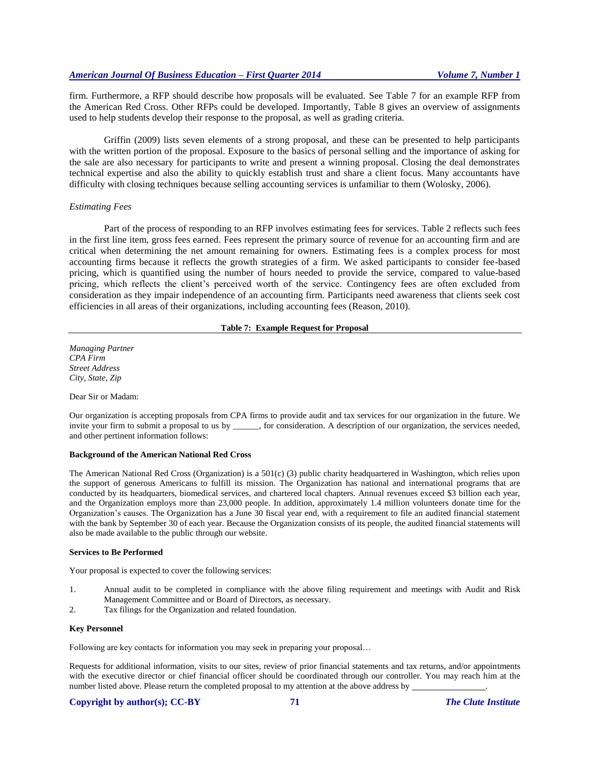firm. Furthermore, a RFP should describe how proposals will be evaluated. See Table 7 for an example RFP from the American Red Cross. Other RFPs could be developed. Importantly, Table 8 gives an overview of assignments used to help students develop their response to the proposal, as well as grading criteria.

Griffin (2009) lists seven elements of a strong proposal, and these can be presented to help participants with the written portion of the proposal. Exposure to the basics of personal selling and the importance of asking for the sale are also necessary for participants to write and present a winning proposal. Closing the deal demonstrates technical expertise and also the ability to quickly establish trust and share a client focus. Many accountants have difficulty with closing techniques because selling accounting services is unfamiliar to them (Wolosky, 2006).

*Estimating Fees*

Part of the process of responding to an RFP involves estimating fees for services. Table 2 reflects such fees in the first line item, gross fees earned. Fees represent the primary source of revenue for an accounting firm and are critical when determining the net amount remaining for owners. Estimating fees is a complex process for most accounting firms because it reflects the growth strategies of a firm. We asked participants to consider fee-based pricing, which is quantified using the number of hours needed to provide the service, compared to value-based pricing, which reflects the client's perceived worth of the service. Contingency fees are often excluded from consideration as they impair independence of an accounting firm. Participants need awareness that clients seek cost efficiencies in all areas of their organizations, including accounting fees (Reason, 2010).

**Table 7: Example Request for Proposal**

*Managing Partner*
*CPA Firm*
*Street Address*
*City, State, Zip*

Dear Sir or Madam:

Our organization is accepting proposals from CPA firms to provide audit and tax services for our organization in the future. We invite your firm to submit a proposal to us by ______, for consideration. A description of our organization, the services needed, and other pertinent information follows:

**Background of the American National Red Cross**

The American National Red Cross (Organization) is a 501(c) (3) public charity headquartered in Washington, which relies upon the support of generous Americans to fulfill its mission. The Organization has national and international programs that are conducted by its headquarters, biomedical services, and chartered local chapters. Annual revenues exceed $3 billion each year, and the Organization employs more than 23,000 people. In addition, approximately 1.4 million volunteers donate time for the Organization's causes. The Organization has a June 30 fiscal year end, with a requirement to file an audited financial statement with the bank by September 30 of each year. Because the Organization consists of its people, the audited financial statements will also be made available to the public through our website.

**Services to Be Performed**

Your proposal is expected to cover the following services:

1. Annual audit to be completed in compliance with the above filing requirement and meetings with Audit and Risk Management Committee and or Board of Directors, as necessary.
2. Tax filings for the Organization and related foundation.

**Key Personnel**

Following are key contacts for information you may seek in preparing your proposal…

Requests for additional information, visits to our sites, review of prior financial statements and tax returns, and/or appointments with the executive director or chief financial officer should be coordinated through our controller. You may reach him at the number listed above. Please return the completed proposal to my attention at the above address by ________________.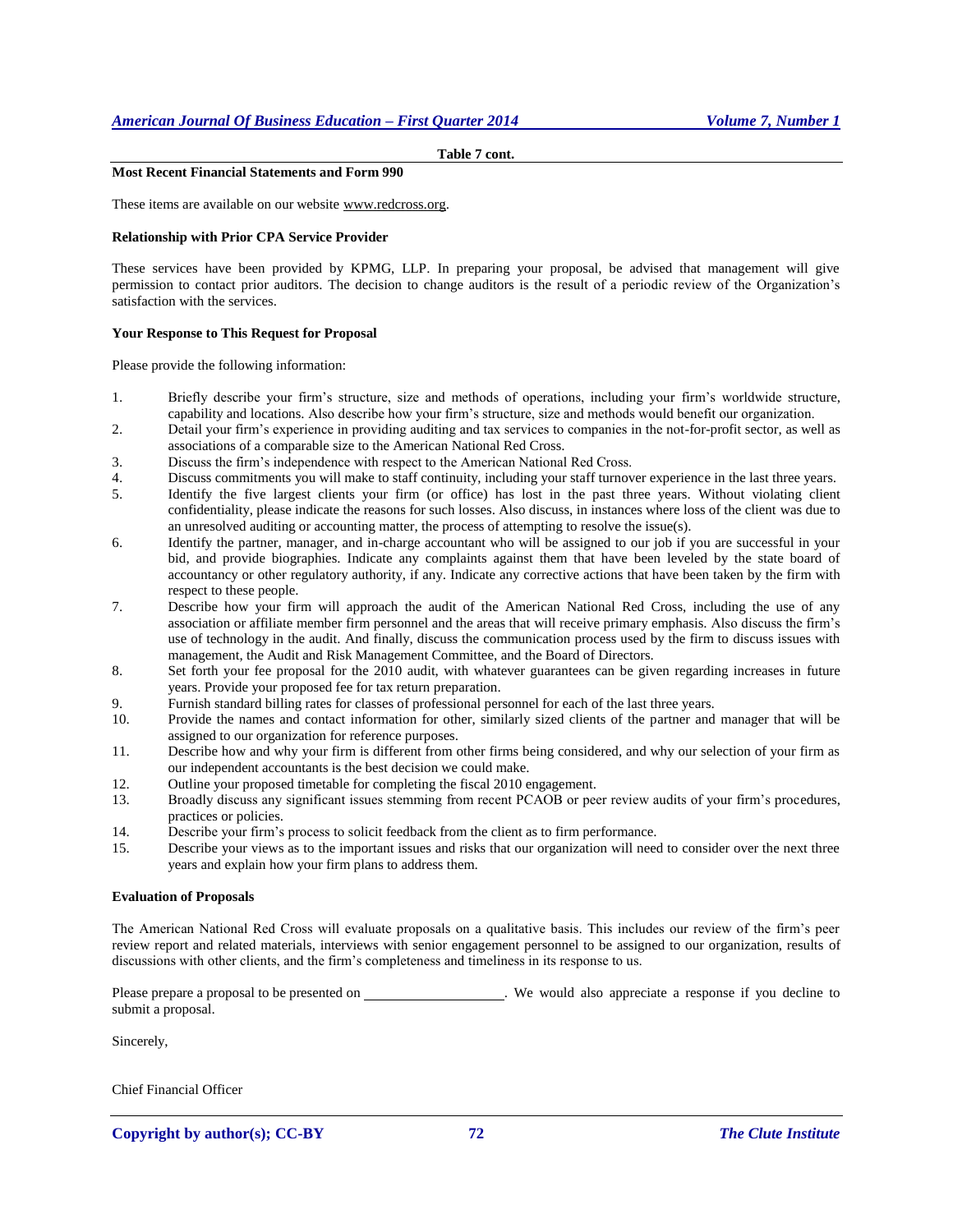**Table 7 cont.**

**Most Recent Financial Statements and Form 990**

These items are available on our website www.redcross.org.

**Relationship with Prior CPA Service Provider**

These services have been provided by KPMG, LLP. In preparing your proposal, be advised that management will give permission to contact prior auditors. The decision to change auditors is the result of a periodic review of the Organization's satisfaction with the services.

**Your Response to This Request for Proposal**

Please provide the following information:

1. Briefly describe your firm's structure, size and methods of operations, including your firm's worldwide structure, capability and locations. Also describe how your firm's structure, size and methods would benefit our organization.
2. Detail your firm's experience in providing auditing and tax services to companies in the not-for-profit sector, as well as associations of a comparable size to the American National Red Cross.
3. Discuss the firm's independence with respect to the American National Red Cross.
4. Discuss commitments you will make to staff continuity, including your staff turnover experience in the last three years.
5. Identify the five largest clients your firm (or office) has lost in the past three years. Without violating client confidentiality, please indicate the reasons for such losses. Also discuss, in instances where loss of the client was due to an unresolved auditing or accounting matter, the process of attempting to resolve the issue(s).
6. Identify the partner, manager, and in-charge accountant who will be assigned to our job if you are successful in your bid, and provide biographies. Indicate any complaints against them that have been leveled by the state board of accountancy or other regulatory authority, if any. Indicate any corrective actions that have been taken by the firm with respect to these people.
7. Describe how your firm will approach the audit of the American National Red Cross, including the use of any association or affiliate member firm personnel and the areas that will receive primary emphasis. Also discuss the firm's use of technology in the audit. And finally, discuss the communication process used by the firm to discuss issues with management, the Audit and Risk Management Committee, and the Board of Directors.
8. Set forth your fee proposal for the 2010 audit, with whatever guarantees can be given regarding increases in future years. Provide your proposed fee for tax return preparation.
9. Furnish standard billing rates for classes of professional personnel for each of the last three years.
10. Provide the names and contact information for other, similarly sized clients of the partner and manager that will be assigned to our organization for reference purposes.
11. Describe how and why your firm is different from other firms being considered, and why our selection of your firm as our independent accountants is the best decision we could make.
12. Outline your proposed timetable for completing the fiscal 2010 engagement.
13. Broadly discuss any significant issues stemming from recent PCAOB or peer review audits of your firm's procedures, practices or policies.
14. Describe your firm's process to solicit feedback from the client as to firm performance.
15. Describe your views as to the important issues and risks that our organization will need to consider over the next three years and explain how your firm plans to address them.

**Evaluation of Proposals**

The American National Red Cross will evaluate proposals on a qualitative basis. This includes our review of the firm's peer review report and related materials, interviews with senior engagement personnel to be assigned to our organization, results of discussions with other clients, and the firm's completeness and timeliness in its response to us.

Please prepare a proposal to be presented on ____________________. We would also appreciate a response if you decline to submit a proposal.

Sincerely,

Chief Financial Officer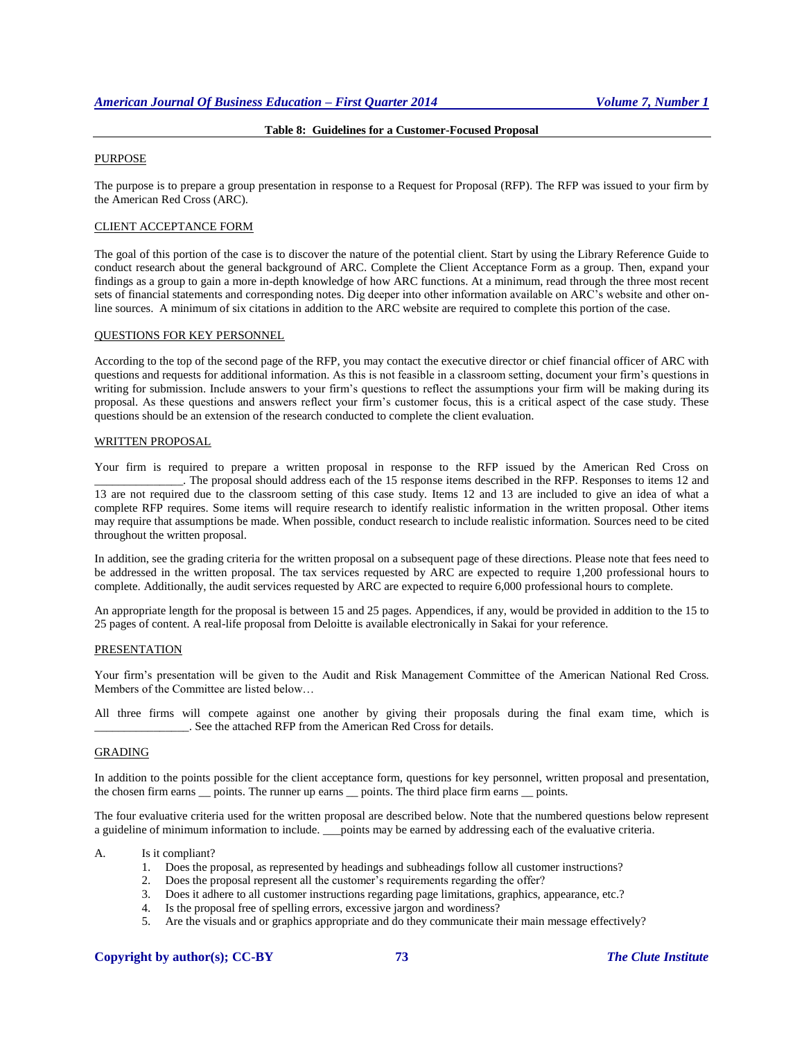**Table 8: Guidelines for a Customer-Focused Proposal**

PURPOSE

The purpose is to prepare a group presentation in response to a Request for Proposal (RFP). The RFP was issued to your firm by the American Red Cross (ARC).

CLIENT ACCEPTANCE FORM

The goal of this portion of the case is to discover the nature of the potential client. Start by using the Library Reference Guide to conduct research about the general background of ARC. Complete the Client Acceptance Form as a group. Then, expand your findings as a group to gain a more in-depth knowledge of how ARC functions. At a minimum, read through the three most recent sets of financial statements and corresponding notes. Dig deeper into other information available on ARC's website and other on-line sources. A minimum of six citations in addition to the ARC website are required to complete this portion of the case.

QUESTIONS FOR KEY PERSONNEL

According to the top of the second page of the RFP, you may contact the executive director or chief financial officer of ARC with questions and requests for additional information. As this is not feasible in a classroom setting, document your firm's questions in writing for submission. Include answers to your firm's questions to reflect the assumptions your firm will be making during its proposal. As these questions and answers reflect your firm's customer focus, this is a critical aspect of the case study. These questions should be an extension of the research conducted to complete the client evaluation.

WRITTEN PROPOSAL

Your firm is required to prepare a written proposal in response to the RFP issued by the American Red Cross on _______________. The proposal should address each of the 15 response items described in the RFP. Responses to items 12 and 13 are not required due to the classroom setting of this case study. Items 12 and 13 are included to give an idea of what a complete RFP requires. Some items will require research to identify realistic information in the written proposal. Other items may require that assumptions be made. When possible, conduct research to include realistic information. Sources need to be cited throughout the written proposal.

In addition, see the grading criteria for the written proposal on a subsequent page of these directions. Please note that fees need to be addressed in the written proposal. The tax services requested by ARC are expected to require 1,200 professional hours to complete. Additionally, the audit services requested by ARC are expected to require 6,000 professional hours to complete.

An appropriate length for the proposal is between 15 and 25 pages. Appendices, if any, would be provided in addition to the 15 to 25 pages of content. A real-life proposal from Deloitte is available electronically in Sakai for your reference.

PRESENTATION

Your firm's presentation will be given to the Audit and Risk Management Committee of the American National Red Cross. Members of the Committee are listed below…

All three firms will compete against one another by giving their proposals during the final exam time, which is ________________. See the attached RFP from the American Red Cross for details.

GRADING

In addition to the points possible for the client acceptance form, questions for key personnel, written proposal and presentation, the chosen firm earns __ points. The runner up earns __ points. The third place firm earns __ points.

The four evaluative criteria used for the written proposal are described below. Note that the numbered questions below represent a guideline of minimum information to include. ___points may be earned by addressing each of the evaluative criteria.

A. Is it compliant?
   1. Does the proposal, as represented by headings and subheadings follow all customer instructions?
   2. Does the proposal represent all the customer's requirements regarding the offer?
   3. Does it adhere to all customer instructions regarding page limitations, graphics, appearance, etc.?
   4. Is the proposal free of spelling errors, excessive jargon and wordiness?
   5. Are the visuals and or graphics appropriate and do they communicate their main message effectively?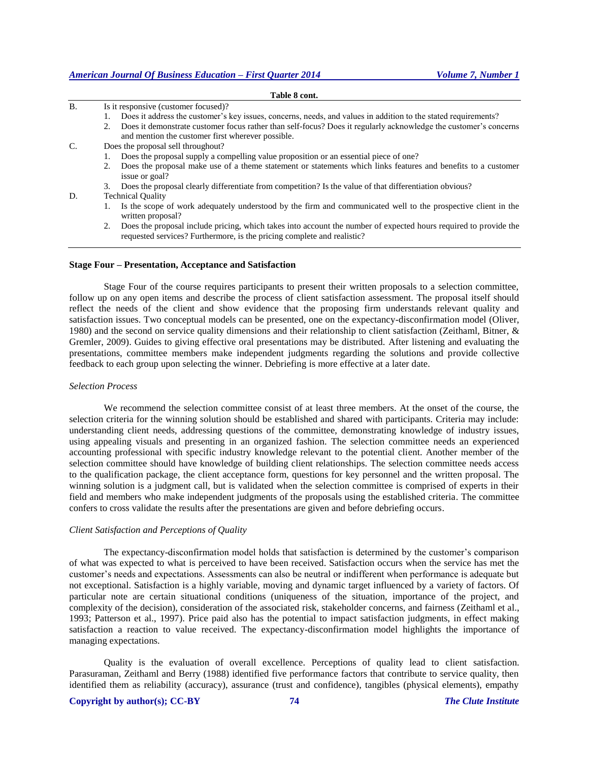**Table 8 cont.**

| | |
|---|---|
| B. | Is it responsive (customer focused)?<br>1. Does it address the customer's key issues, concerns, needs, and values in addition to the stated requirements?<br>2. Does it demonstrate customer focus rather than self-focus? Does it regularly acknowledge the customer's concerns and mention the customer first wherever possible. |
| C. | Does the proposal sell throughout?<br>1. Does the proposal supply a compelling value proposition or an essential piece of one?<br>2. Does the proposal make use of a theme statement or statements which links features and benefits to a customer issue or goal?<br>3. Does the proposal clearly differentiate from competition? Is the value of that differentiation obvious? |
| D. | Technical Quality<br>1. Is the scope of work adequately understood by the firm and communicated well to the prospective client in the written proposal?<br>2. Does the proposal include pricing, which takes into account the number of expected hours required to provide the requested services? Furthermore, is the pricing complete and realistic? |

**Stage Four – Presentation, Acceptance and Satisfaction**

Stage Four of the course requires participants to present their written proposals to a selection committee, follow up on any open items and describe the process of client satisfaction assessment. The proposal itself should reflect the needs of the client and show evidence that the proposing firm understands relevant quality and satisfaction issues. Two conceptual models can be presented, one on the expectancy-disconfirmation model (Oliver, 1980) and the second on service quality dimensions and their relationship to client satisfaction (Zeithaml, Bitner, & Gremler, 2009). Guides to giving effective oral presentations may be distributed. After listening and evaluating the presentations, committee members make independent judgments regarding the solutions and provide collective feedback to each group upon selecting the winner. Debriefing is more effective at a later date.

*Selection Process*

We recommend the selection committee consist of at least three members. At the onset of the course, the selection criteria for the winning solution should be established and shared with participants. Criteria may include: understanding client needs, addressing questions of the committee, demonstrating knowledge of industry issues, using appealing visuals and presenting in an organized fashion. The selection committee needs an experienced accounting professional with specific industry knowledge relevant to the potential client. Another member of the selection committee should have knowledge of building client relationships. The selection committee needs access to the qualification package, the client acceptance form, questions for key personnel and the written proposal. The winning solution is a judgment call, but is validated when the selection committee is comprised of experts in their field and members who make independent judgments of the proposals using the established criteria. The committee confers to cross validate the results after the presentations are given and before debriefing occurs.

*Client Satisfaction and Perceptions of Quality*

The expectancy-disconfirmation model holds that satisfaction is determined by the customer's comparison of what was expected to what is perceived to have been received. Satisfaction occurs when the service has met the customer's needs and expectations. Assessments can also be neutral or indifferent when performance is adequate but not exceptional. Satisfaction is a highly variable, moving and dynamic target influenced by a variety of factors. Of particular note are certain situational conditions (uniqueness of the situation, importance of the project, and complexity of the decision), consideration of the associated risk, stakeholder concerns, and fairness (Zeithaml et al., 1993; Patterson et al., 1997). Price paid also has the potential to impact satisfaction judgments, in effect making satisfaction a reaction to value received. The expectancy-disconfirmation model highlights the importance of managing expectations.

Quality is the evaluation of overall excellence. Perceptions of quality lead to client satisfaction. Parasuraman, Zeithaml and Berry (1988) identified five performance factors that contribute to service quality, then identified them as reliability (accuracy), assurance (trust and confidence), tangibles (physical elements), empathy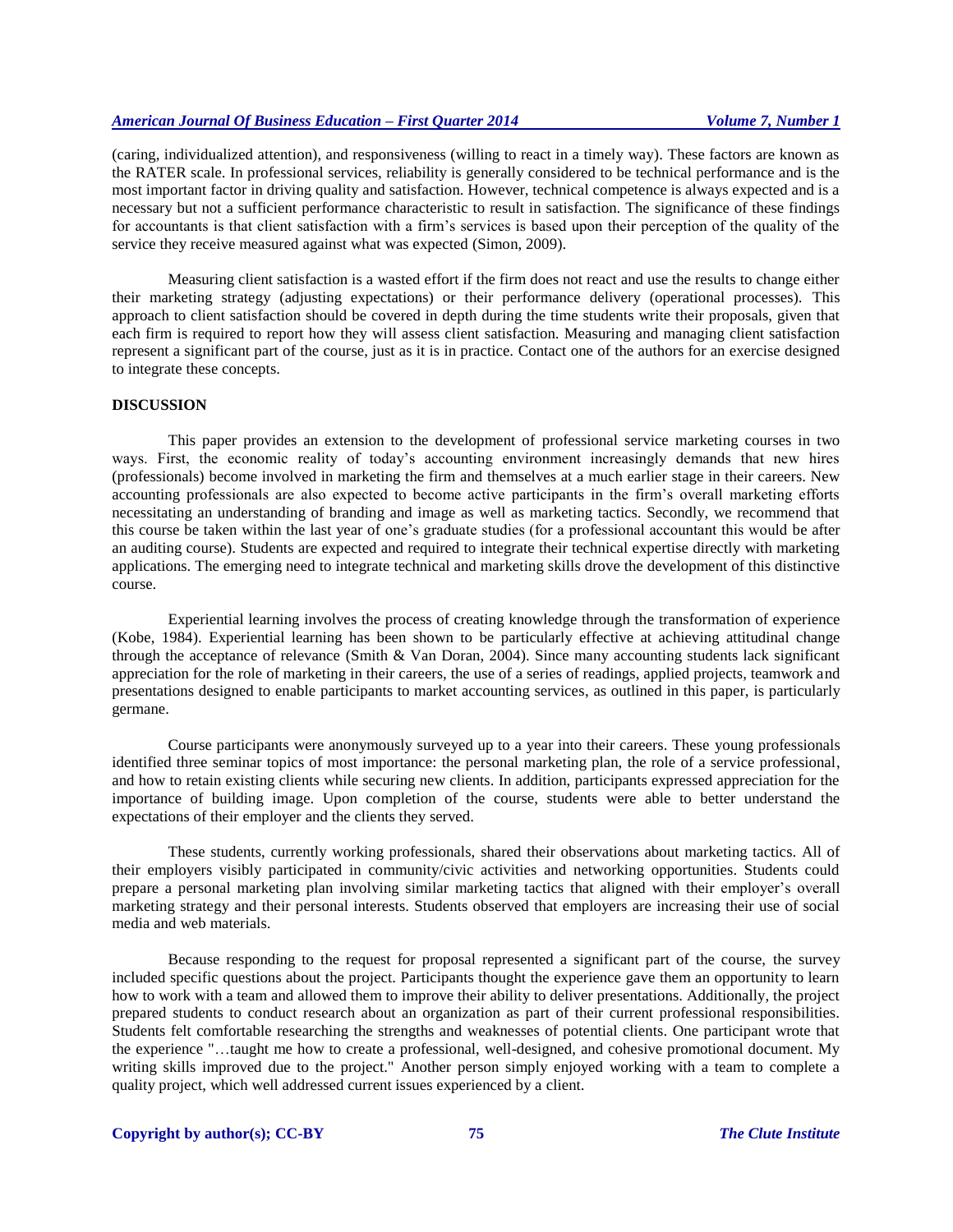(caring, individualized attention), and responsiveness (willing to react in a timely way). These factors are known as the RATER scale. In professional services, reliability is generally considered to be technical performance and is the most important factor in driving quality and satisfaction. However, technical competence is always expected and is a necessary but not a sufficient performance characteristic to result in satisfaction. The significance of these findings for accountants is that client satisfaction with a firm's services is based upon their perception of the quality of the service they receive measured against what was expected (Simon, 2009).

Measuring client satisfaction is a wasted effort if the firm does not react and use the results to change either their marketing strategy (adjusting expectations) or their performance delivery (operational processes). This approach to client satisfaction should be covered in depth during the time students write their proposals, given that each firm is required to report how they will assess client satisfaction. Measuring and managing client satisfaction represent a significant part of the course, just as it is in practice. Contact one of the authors for an exercise designed to integrate these concepts.

## DISCUSSION

This paper provides an extension to the development of professional service marketing courses in two ways. First, the economic reality of today's accounting environment increasingly demands that new hires (professionals) become involved in marketing the firm and themselves at a much earlier stage in their careers. New accounting professionals are also expected to become active participants in the firm's overall marketing efforts necessitating an understanding of branding and image as well as marketing tactics. Secondly, we recommend that this course be taken within the last year of one's graduate studies (for a professional accountant this would be after an auditing course). Students are expected and required to integrate their technical expertise directly with marketing applications. The emerging need to integrate technical and marketing skills drove the development of this distinctive course.

Experiential learning involves the process of creating knowledge through the transformation of experience (Kobe, 1984). Experiential learning has been shown to be particularly effective at achieving attitudinal change through the acceptance of relevance (Smith & Van Doran, 2004). Since many accounting students lack significant appreciation for the role of marketing in their careers, the use of a series of readings, applied projects, teamwork and presentations designed to enable participants to market accounting services, as outlined in this paper, is particularly germane.

Course participants were anonymously surveyed up to a year into their careers. These young professionals identified three seminar topics of most importance: the personal marketing plan, the role of a service professional, and how to retain existing clients while securing new clients. In addition, participants expressed appreciation for the importance of building image. Upon completion of the course, students were able to better understand the expectations of their employer and the clients they served.

These students, currently working professionals, shared their observations about marketing tactics. All of their employers visibly participated in community/civic activities and networking opportunities. Students could prepare a personal marketing plan involving similar marketing tactics that aligned with their employer's overall marketing strategy and their personal interests. Students observed that employers are increasing their use of social media and web materials.

Because responding to the request for proposal represented a significant part of the course, the survey included specific questions about the project. Participants thought the experience gave them an opportunity to learn how to work with a team and allowed them to improve their ability to deliver presentations. Additionally, the project prepared students to conduct research about an organization as part of their current professional responsibilities. Students felt comfortable researching the strengths and weaknesses of potential clients. One participant wrote that the experience "…taught me how to create a professional, well-designed, and cohesive promotional document. My writing skills improved due to the project." Another person simply enjoyed working with a team to complete a quality project, which well addressed current issues experienced by a client.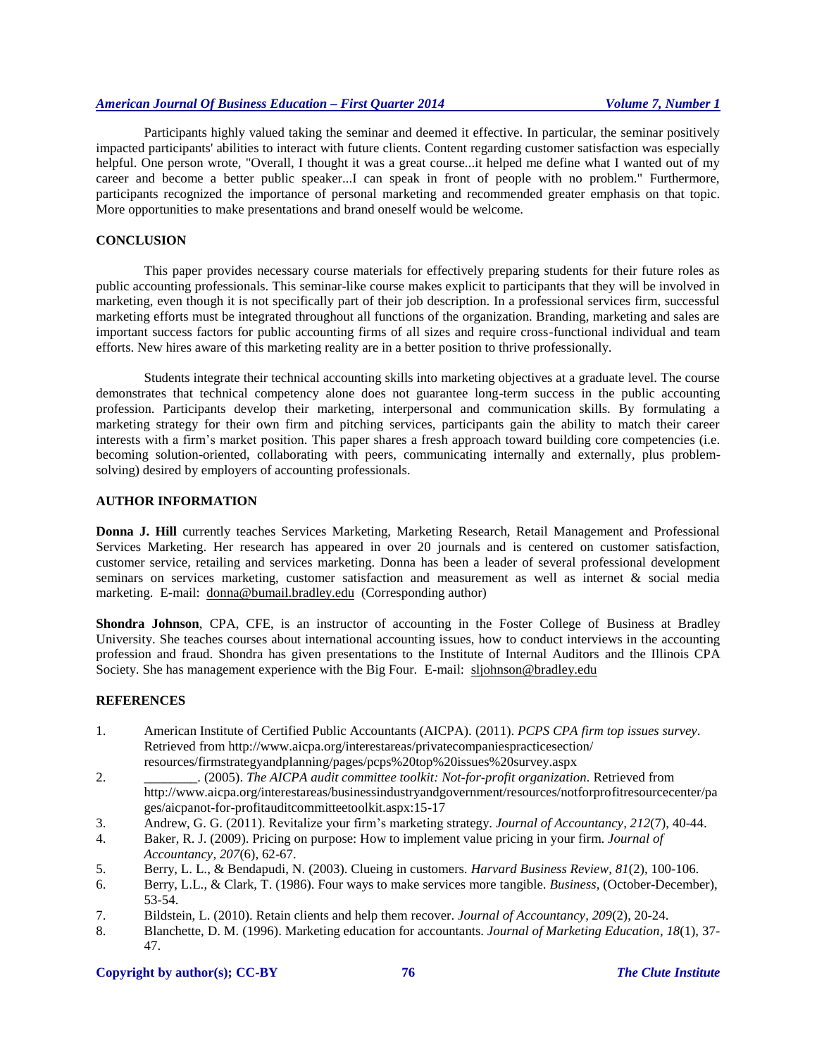Participants highly valued taking the seminar and deemed it effective. In particular, the seminar positively impacted participants' abilities to interact with future clients. Content regarding customer satisfaction was especially helpful. One person wrote, "Overall, I thought it was a great course...it helped me define what I wanted out of my career and become a better public speaker...I can speak in front of people with no problem." Furthermore, participants recognized the importance of personal marketing and recommended greater emphasis on that topic. More opportunities to make presentations and brand oneself would be welcome.

## CONCLUSION

This paper provides necessary course materials for effectively preparing students for their future roles as public accounting professionals. This seminar-like course makes explicit to participants that they will be involved in marketing, even though it is not specifically part of their job description. In a professional services firm, successful marketing efforts must be integrated throughout all functions of the organization. Branding, marketing and sales are important success factors for public accounting firms of all sizes and require cross-functional individual and team efforts. New hires aware of this marketing reality are in a better position to thrive professionally.

Students integrate their technical accounting skills into marketing objectives at a graduate level. The course demonstrates that technical competency alone does not guarantee long-term success in the public accounting profession. Participants develop their marketing, interpersonal and communication skills. By formulating a marketing strategy for their own firm and pitching services, participants gain the ability to match their career interests with a firm's market position. This paper shares a fresh approach toward building core competencies (i.e. becoming solution-oriented, collaborating with peers, communicating internally and externally, plus problem-solving) desired by employers of accounting professionals.

## AUTHOR INFORMATION

**Donna J. Hill** currently teaches Services Marketing, Marketing Research, Retail Management and Professional Services Marketing. Her research has appeared in over 20 journals and is centered on customer satisfaction, customer service, retailing and services marketing. Donna has been a leader of several professional development seminars on services marketing, customer satisfaction and measurement as well as internet & social media marketing. E-mail: donna@bumail.bradley.edu (Corresponding author)

**Shondra Johnson**, CPA, CFE, is an instructor of accounting in the Foster College of Business at Bradley University. She teaches courses about international accounting issues, how to conduct interviews in the accounting profession and fraud. Shondra has given presentations to the Institute of Internal Auditors and the Illinois CPA Society. She has management experience with the Big Four. E-mail: sljohnson@bradley.edu

## REFERENCES

1. American Institute of Certified Public Accountants (AICPA). (2011). *PCPS CPA firm top issues survey*. Retrieved from http://www.aicpa.org/interestareas/privatecompaniespracticesection/resources/firmstrategyandplanning/pages/pcps%20top%20issues%20survey.aspx
2. ________. (2005). *The AICPA audit committee toolkit: Not-for-profit organization*. Retrieved from http://www.aicpa.org/interestareas/businessindustryandgovernment/resources/notforprofitresourcecenter/pages/aicpanot-for-profitauditcommitteetoolkit.aspx:15-17
3. Andrew, G. G. (2011). Revitalize your firm's marketing strategy. *Journal of Accountancy, 212*(7), 40-44.
4. Baker, R. J. (2009). Pricing on purpose: How to implement value pricing in your firm. *Journal of Accountancy, 207*(6), 62-67.
5. Berry, L. L., & Bendapudi, N. (2003). Clueing in customers. *Harvard Business Review, 81*(2), 100-106.
6. Berry, L.L., & Clark, T. (1986). Four ways to make services more tangible. *Business*, (October-December), 53-54.
7. Bildstein, L. (2010). Retain clients and help them recover. *Journal of Accountancy, 209*(2), 20-24.
8. Blanchette, D. M. (1996). Marketing education for accountants. *Journal of Marketing Education, 18*(1), 37-47.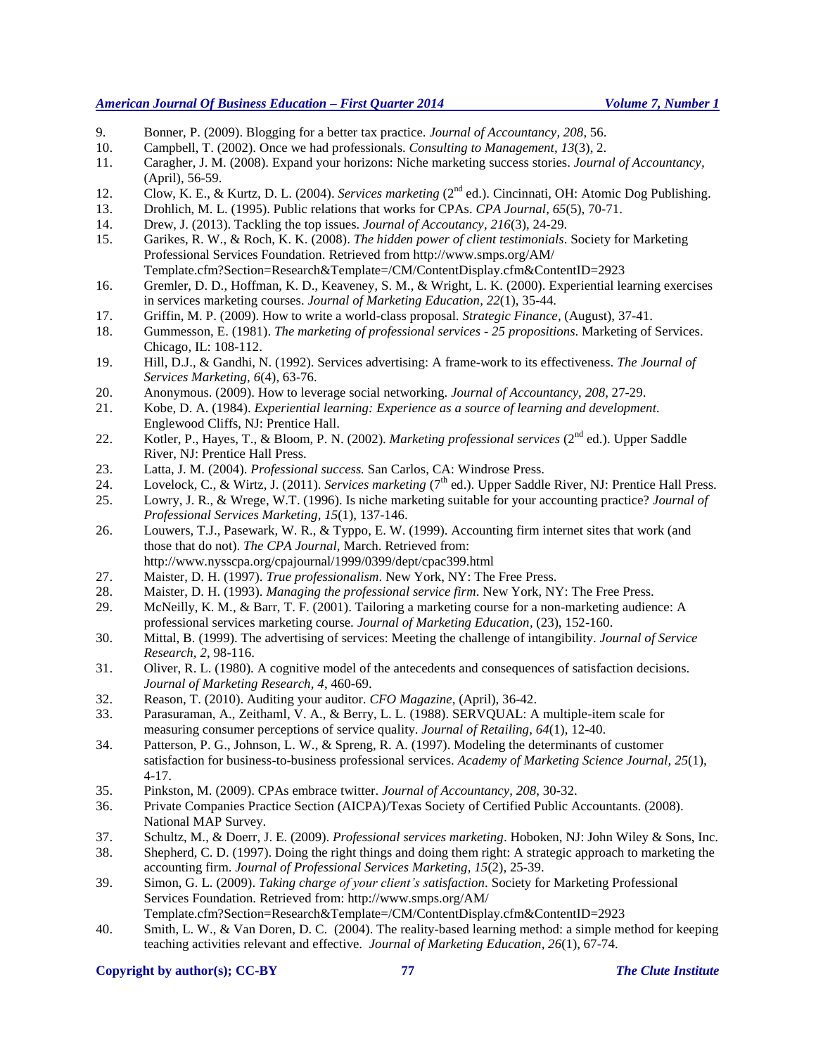9. Bonner, P. (2009). Blogging for a better tax practice. *Journal of Accountancy, 208*, 56.
10. Campbell, T. (2002). Once we had professionals. *Consulting to Management, 13*(3), 2.
11. Caragher, J. M. (2008). Expand your horizons: Niche marketing success stories. *Journal of Accountancy,* (April), 56-59.
12. Clow, K. E., & Kurtz, D. L. (2004). *Services marketing* (2nd ed.). Cincinnati, OH: Atomic Dog Publishing.
13. Drohlich, M. L. (1995). Public relations that works for CPAs. *CPA Journal, 65*(5), 70-71.
14. Drew, J. (2013). Tackling the top issues. *Journal of Accoutancy, 216*(3), 24-29.
15. Garikes, R. W., & Roch, K. K. (2008). *The hidden power of client testimonials*. Society for Marketing Professional Services Foundation. Retrieved from http://www.smps.org/AM/Template.cfm?Section=Research&Template=/CM/ContentDisplay.cfm&ContentID=2923
16. Gremler, D. D., Hoffman, K. D., Keaveney, S. M., & Wright, L. K. (2000). Experiential learning exercises in services marketing courses. *Journal of Marketing Education, 22*(1), 35-44.
17. Griffin, M. P. (2009). How to write a world-class proposal. *Strategic Finance,* (August), 37-41.
18. Gummesson, E. (1981). *The marketing of professional services - 25 propositions*. Marketing of Services. Chicago, IL: 108-112.
19. Hill, D.J., & Gandhi, N. (1992). Services advertising: A frame-work to its effectiveness. *The Journal of Services Marketing, 6*(4), 63-76.
20. Anonymous. (2009). How to leverage social networking. *Journal of Accountancy, 208*, 27-29.
21. Kobe, D. A. (1984). *Experiential learning: Experience as a source of learning and development.* Englewood Cliffs, NJ: Prentice Hall.
22. Kotler, P., Hayes, T., & Bloom, P. N. (2002). *Marketing professional services* (2nd ed.). Upper Saddle River, NJ: Prentice Hall Press.
23. Latta, J. M. (2004). *Professional success.* San Carlos, CA: Windrose Press.
24. Lovelock, C., & Wirtz, J. (2011). *Services marketing* (7th ed.). Upper Saddle River, NJ: Prentice Hall Press.
25. Lowry, J. R., & Wrege, W.T. (1996). Is niche marketing suitable for your accounting practice? *Journal of Professional Services Marketing, 15*(1), 137-146.
26. Louwers, T.J., Pasewark, W. R., & Typpo, E. W. (1999). Accounting firm internet sites that work (and those that do not). *The CPA Journal,* March. Retrieved from: http://www.nysscpa.org/cpajournal/1999/0399/dept/cpac399.html
27. Maister, D. H. (1997). *True professionalism*. New York, NY: The Free Press.
28. Maister, D. H. (1993). *Managing the professional service firm*. New York, NY: The Free Press.
29. McNeilly, K. M., & Barr, T. F. (2001). Tailoring a marketing course for a non-marketing audience: A professional services marketing course. *Journal of Marketing Education*, (23), 152-160.
30. Mittal, B. (1999). The advertising of services: Meeting the challenge of intangibility. *Journal of Service Research, 2*, 98-116.
31. Oliver, R. L. (1980). A cognitive model of the antecedents and consequences of satisfaction decisions. *Journal of Marketing Research, 4*, 460-69.
32. Reason, T. (2010). Auditing your auditor. *CFO Magazine,* (April), 36-42.
33. Parasuraman, A., Zeithaml, V. A., & Berry, L. L. (1988). SERVQUAL: A multiple-item scale for measuring consumer perceptions of service quality. *Journal of Retailing, 64*(1), 12-40.
34. Patterson, P. G., Johnson, L. W., & Spreng, R. A. (1997). Modeling the determinants of customer satisfaction for business-to-business professional services. *Academy of Marketing Science Journal, 25*(1), 4-17.
35. Pinkston, M. (2009). CPAs embrace twitter. *Journal of Accountancy, 208*, 30-32.
36. Private Companies Practice Section (AICPA)/Texas Society of Certified Public Accountants. (2008). National MAP Survey.
37. Schultz, M., & Doerr, J. E. (2009). *Professional services marketing*. Hoboken, NJ: John Wiley & Sons, Inc.
38. Shepherd, C. D. (1997). Doing the right things and doing them right: A strategic approach to marketing the accounting firm. *Journal of Professional Services Marketing, 15*(2), 25-39.
39. Simon, G. L. (2009). *Taking charge of your client's satisfaction*. Society for Marketing Professional Services Foundation. Retrieved from: http://www.smps.org/AM/Template.cfm?Section=Research&Template=/CM/ContentDisplay.cfm&ContentID=2923
40. Smith, L. W., & Van Doren, D. C. (2004). The reality-based learning method: a simple method for keeping teaching activities relevant and effective. *Journal of Marketing Education, 26*(1), 67-74.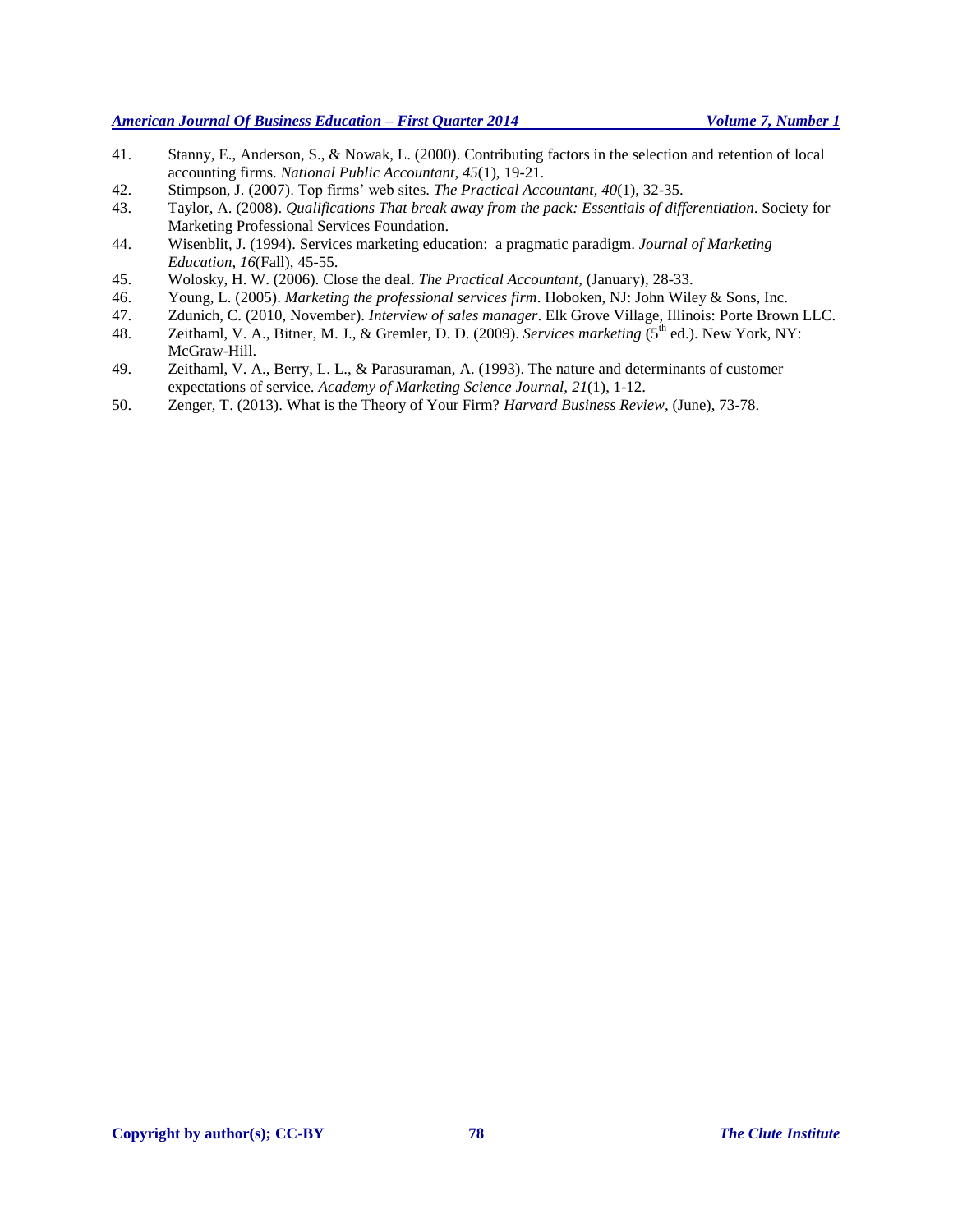41. Stanny, E., Anderson, S., & Nowak, L. (2000). Contributing factors in the selection and retention of local accounting firms. *National Public Accountant, 45*(1), 19-21.
42. Stimpson, J. (2007). Top firms' web sites. *The Practical Accountant, 40*(1), 32-35.
43. Taylor, A. (2008). *Qualifications That break away from the pack: Essentials of differentiation*. Society for Marketing Professional Services Foundation.
44. Wisenblit, J. (1994). Services marketing education: a pragmatic paradigm. *Journal of Marketing Education, 16*(Fall), 45-55.
45. Wolosky, H. W. (2006). Close the deal. *The Practical Accountant*, (January), 28-33.
46. Young, L. (2005). *Marketing the professional services firm*. Hoboken, NJ: John Wiley & Sons, Inc.
47. Zdunich, C. (2010, November). *Interview of sales manager*. Elk Grove Village, Illinois: Porte Brown LLC.
48. Zeithaml, V. A., Bitner, M. J., & Gremler, D. D. (2009). *Services marketing* (5th ed.). New York, NY: McGraw-Hill.
49. Zeithaml, V. A., Berry, L. L., & Parasuraman, A. (1993). The nature and determinants of customer expectations of service. *Academy of Marketing Science Journal, 21*(1), 1-12.
50. Zenger, T. (2013). What is the Theory of Your Firm? *Harvard Business Review*, (June), 73-78.